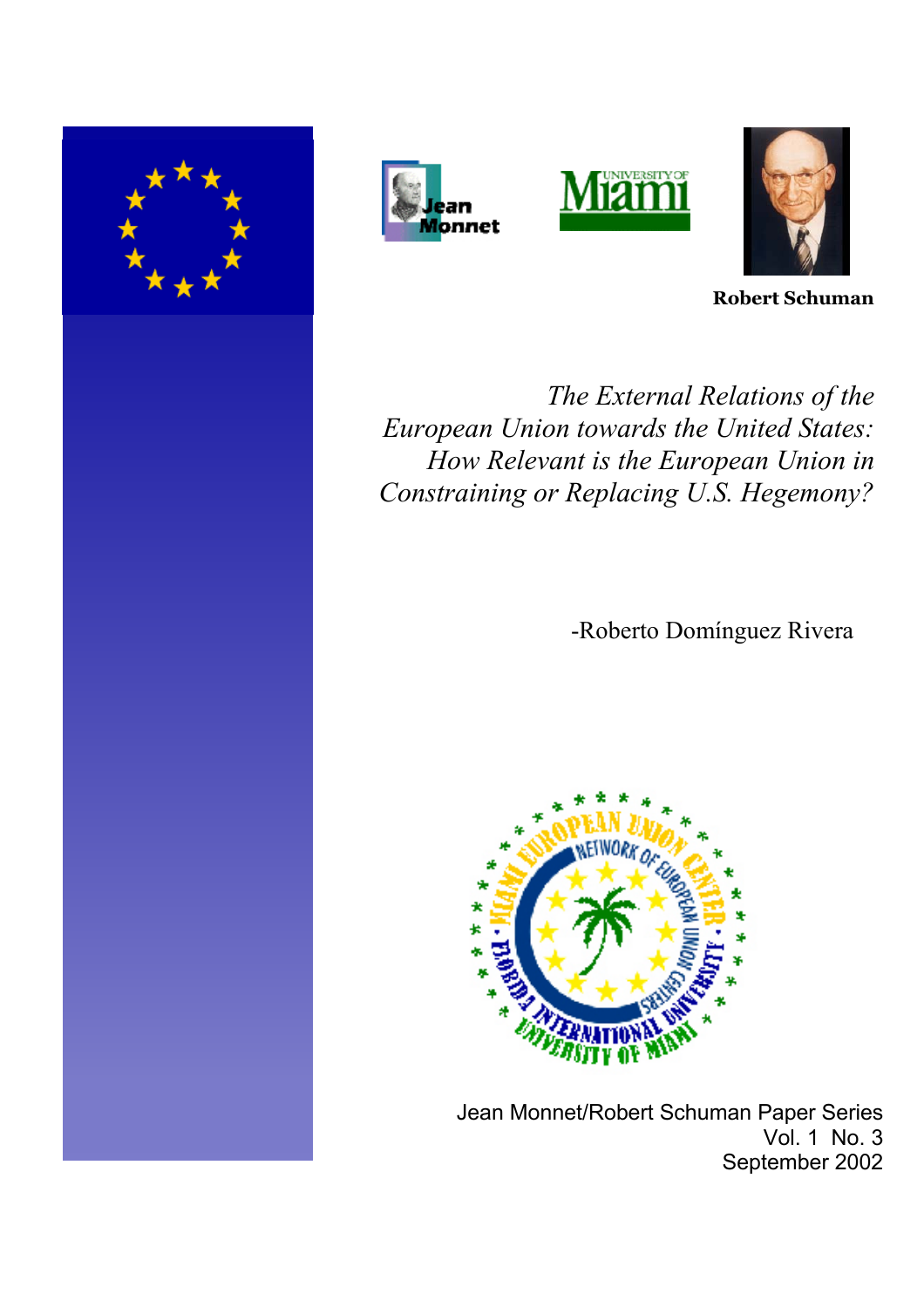Robert Schuman

*The External Relations of the European Union towards the United States: How Relevant is the European Union in Constraining or Replacing U.S. Hegemony?*

-Roberto Domínguez Rivera

Jean Monnet/Robert Schuman Paper Series
Vol. 1 No. 3
September 2002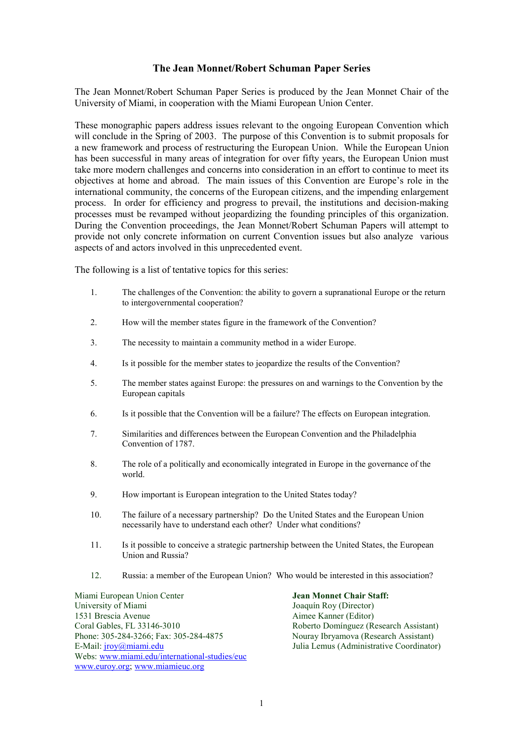# The Jean Monnet/Robert Schuman Paper Series

The Jean Monnet/Robert Schuman Paper Series is produced by the Jean Monnet Chair of the University of Miami, in cooperation with the Miami European Union Center.

These monographic papers address issues relevant to the ongoing European Convention which will conclude in the Spring of 2003. The purpose of this Convention is to submit proposals for a new framework and process of restructuring the European Union. While the European Union has been successful in many areas of integration for over fifty years, the European Union must take more modern challenges and concerns into consideration in an effort to continue to meet its objectives at home and abroad. The main issues of this Convention are Europe's role in the international community, the concerns of the European citizens, and the impending enlargement process. In order for efficiency and progress to prevail, the institutions and decision-making processes must be revamped without jeopardizing the founding principles of this organization. During the Convention proceedings, the Jean Monnet/Robert Schuman Papers will attempt to provide not only concrete information on current Convention issues but also analyze various aspects of and actors involved in this unprecedented event.

The following is a list of tentative topics for this series:

1. The challenges of the Convention: the ability to govern a supranational Europe or the return to intergovernmental cooperation?
2. How will the member states figure in the framework of the Convention?
3. The necessity to maintain a community method in a wider Europe.
4. Is it possible for the member states to jeopardize the results of the Convention?
5. The member states against Europe: the pressures on and warnings to the Convention by the European capitals
6. Is it possible that the Convention will be a failure? The effects on European integration.
7. Similarities and differences between the European Convention and the Philadelphia Convention of 1787.
8. The role of a politically and economically integrated in Europe in the governance of the world.
9. How important is European integration to the United States today?
10. The failure of a necessary partnership? Do the United States and the European Union necessarily have to understand each other? Under what conditions?
11. Is it possible to conceive a strategic partnership between the United States, the European Union and Russia?
12. Russia: a member of the European Union? Who would be interested in this association?

Miami European Union Center
University of Miami
1531 Brescia Avenue
Coral Gables, FL 33146-3010
Phone: 305-284-3266; Fax: 305-284-4875
E-Mail: jroy@miami.edu
Webs: www.miami.edu/international-studies/euc
www.euroy.org; www.miamieuc.org

**Jean Monnet Chair Staff:**
Joaquín Roy (Director)
Aimee Kanner (Editor)
Roberto Domínguez (Research Assistant)
Nouray Ibryamova (Research Assistant)
Julia Lemus (Administrative Coordinator)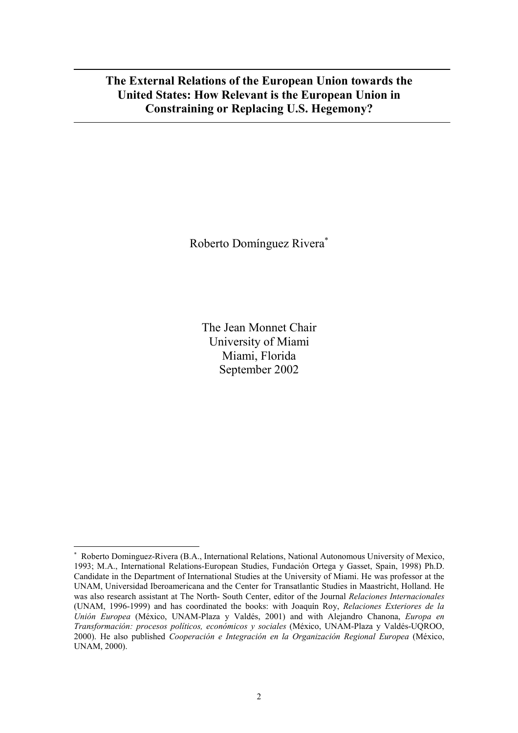# The External Relations of the European Union towards the United States: How Relevant is the European Union in Constraining or Replacing U.S. Hegemony?

Roberto Domínguez Rivera[*]

The Jean Monnet Chair
University of Miami
Miami, Florida
September 2002

---

[*] Roberto Dominguez-Rivera (B.A., International Relations, National Autonomous University of Mexico, 1993; M.A., International Relations-European Studies, Fundación Ortega y Gasset, Spain, 1998) Ph.D. Candidate in the Department of International Studies at the University of Miami. He was professor at the UNAM, Universidad Iberoamericana and the Center for Transatlantic Studies in Maastricht, Holland. He was also research assistant at The North- South Center, editor of the Journal *Relaciones Internacionales* (UNAM, 1996-1999) and has coordinated the books: with Joaquín Roy, *Relaciones Exteriores de la Unión Europea* (México, UNAM-Plaza y Valdés, 2001) and with Alejandro Chanona, *Europa en Transformación: procesos políticos, económicos y sociales* (México, UNAM-Plaza y Valdés-UQROO, 2000). He also published *Cooperación e Integración en la Organización Regional Europea* (México, UNAM, 2000).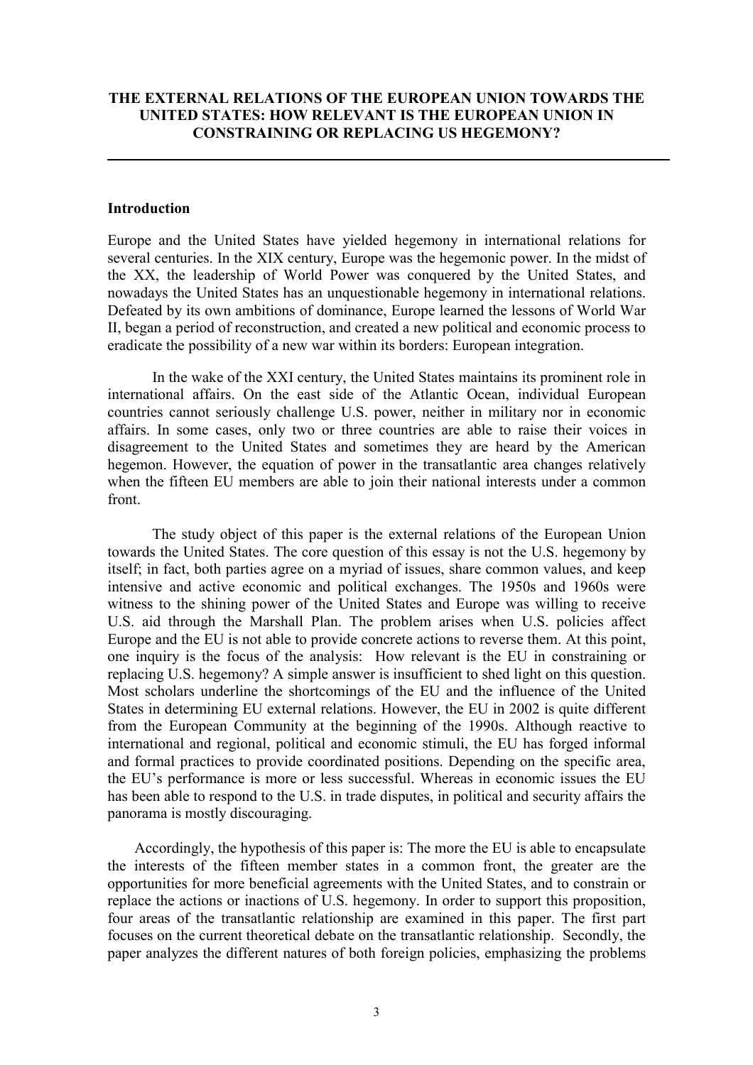# THE EXTERNAL RELATIONS OF THE EUROPEAN UNION TOWARDS THE UNITED STATES: HOW RELEVANT IS THE EUROPEAN UNION IN CONSTRAINING OR REPLACING US HEGEMONY?

## Introduction

Europe and the United States have yielded hegemony in international relations for several centuries. In the XIX century, Europe was the hegemonic power. In the midst of the XX, the leadership of World Power was conquered by the United States, and nowadays the United States has an unquestionable hegemony in international relations. Defeated by its own ambitions of dominance, Europe learned the lessons of World War II, began a period of reconstruction, and created a new political and economic process to eradicate the possibility of a new war within its borders: European integration.

In the wake of the XXI century, the United States maintains its prominent role in international affairs. On the east side of the Atlantic Ocean, individual European countries cannot seriously challenge U.S. power, neither in military nor in economic affairs. In some cases, only two or three countries are able to raise their voices in disagreement to the United States and sometimes they are heard by the American hegemon. However, the equation of power in the transatlantic area changes relatively when the fifteen EU members are able to join their national interests under a common front.

The study object of this paper is the external relations of the European Union towards the United States. The core question of this essay is not the U.S. hegemony by itself; in fact, both parties agree on a myriad of issues, share common values, and keep intensive and active economic and political exchanges. The 1950s and 1960s were witness to the shining power of the United States and Europe was willing to receive U.S. aid through the Marshall Plan. The problem arises when U.S. policies affect Europe and the EU is not able to provide concrete actions to reverse them. At this point, one inquiry is the focus of the analysis: How relevant is the EU in constraining or replacing U.S. hegemony? A simple answer is insufficient to shed light on this question. Most scholars underline the shortcomings of the EU and the influence of the United States in determining EU external relations. However, the EU in 2002 is quite different from the European Community at the beginning of the 1990s. Although reactive to international and regional, political and economic stimuli, the EU has forged informal and formal practices to provide coordinated positions. Depending on the specific area, the EU's performance is more or less successful. Whereas in economic issues the EU has been able to respond to the U.S. in trade disputes, in political and security affairs the panorama is mostly discouraging.

Accordingly, the hypothesis of this paper is: The more the EU is able to encapsulate the interests of the fifteen member states in a common front, the greater are the opportunities for more beneficial agreements with the United States, and to constrain or replace the actions or inactions of U.S. hegemony. In order to support this proposition, four areas of the transatlantic relationship are examined in this paper. The first part focuses on the current theoretical debate on the transatlantic relationship. Secondly, the paper analyzes the different natures of both foreign policies, emphasizing the problems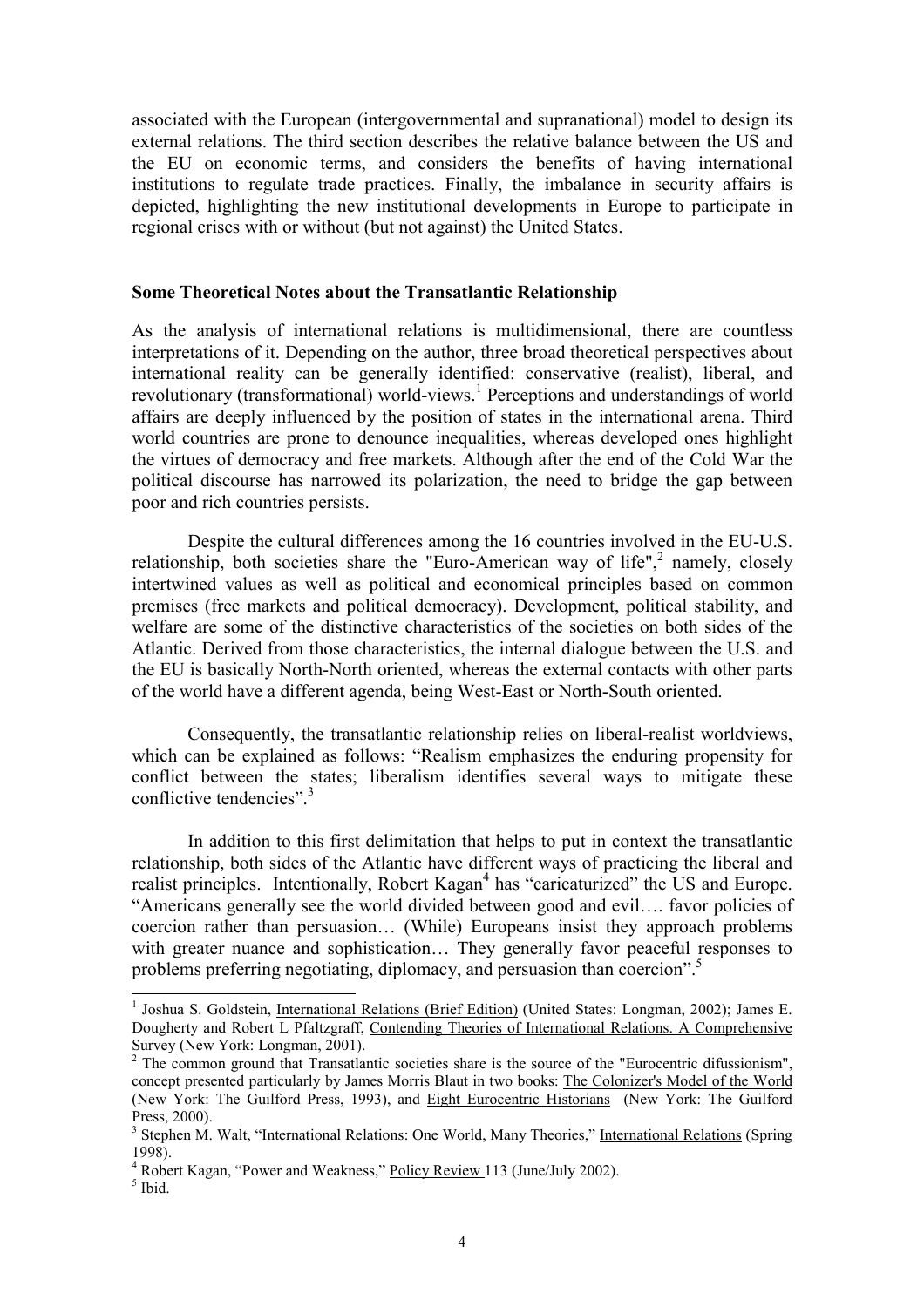associated with the European (intergovernmental and supranational) model to design its external relations. The third section describes the relative balance between the US and the EU on economic terms, and considers the benefits of having international institutions to regulate trade practices. Finally, the imbalance in security affairs is depicted, highlighting the new institutional developments in Europe to participate in regional crises with or without (but not against) the United States.

## Some Theoretical Notes about the Transatlantic Relationship

As the analysis of international relations is multidimensional, there are countless interpretations of it. Depending on the author, three broad theoretical perspectives about international reality can be generally identified: conservative (realist), liberal, and revolutionary (transformational) world-views.[1] Perceptions and understandings of world affairs are deeply influenced by the position of states in the international arena. Third world countries are prone to denounce inequalities, whereas developed ones highlight the virtues of democracy and free markets. Although after the end of the Cold War the political discourse has narrowed its polarization, the need to bridge the gap between poor and rich countries persists.

Despite the cultural differences among the 16 countries involved in the EU-U.S. relationship, both societies share the "Euro-American way of life",[2] namely, closely intertwined values as well as political and economical principles based on common premises (free markets and political democracy). Development, political stability, and welfare are some of the distinctive characteristics of the societies on both sides of the Atlantic. Derived from those characteristics, the internal dialogue between the U.S. and the EU is basically North-North oriented, whereas the external contacts with other parts of the world have a different agenda, being West-East or North-South oriented.

Consequently, the transatlantic relationship relies on liberal-realist worldviews, which can be explained as follows: "Realism emphasizes the enduring propensity for conflict between the states; liberalism identifies several ways to mitigate these conflictive tendencies".[3]

In addition to this first delimitation that helps to put in context the transatlantic relationship, both sides of the Atlantic have different ways of practicing the liberal and realist principles. Intentionally, Robert Kagan[4] has "caricaturized" the US and Europe. "Americans generally see the world divided between good and evil…. favor policies of coercion rather than persuasion… (While) Europeans insist they approach problems with greater nuance and sophistication… They generally favor peaceful responses to problems preferring negotiating, diplomacy, and persuasion than coercion".[5]

---

[1] Joshua S. Goldstein, International Relations (Brief Edition) (United States: Longman, 2002); James E. Dougherty and Robert L Pfaltzgraff, Contending Theories of International Relations. A Comprehensive Survey (New York: Longman, 2001).

[2] The common ground that Transatlantic societies share is the source of the "Eurocentric difussionism", concept presented particularly by James Morris Blaut in two books: The Colonizer's Model of the World (New York: The Guilford Press, 1993), and Eight Eurocentric Historians (New York: The Guilford Press, 2000).

[3] Stephen M. Walt, "International Relations: One World, Many Theories," International Relations (Spring 1998).

[4] Robert Kagan, "Power and Weakness," Policy Review 113 (June/July 2002).

[5] Ibid.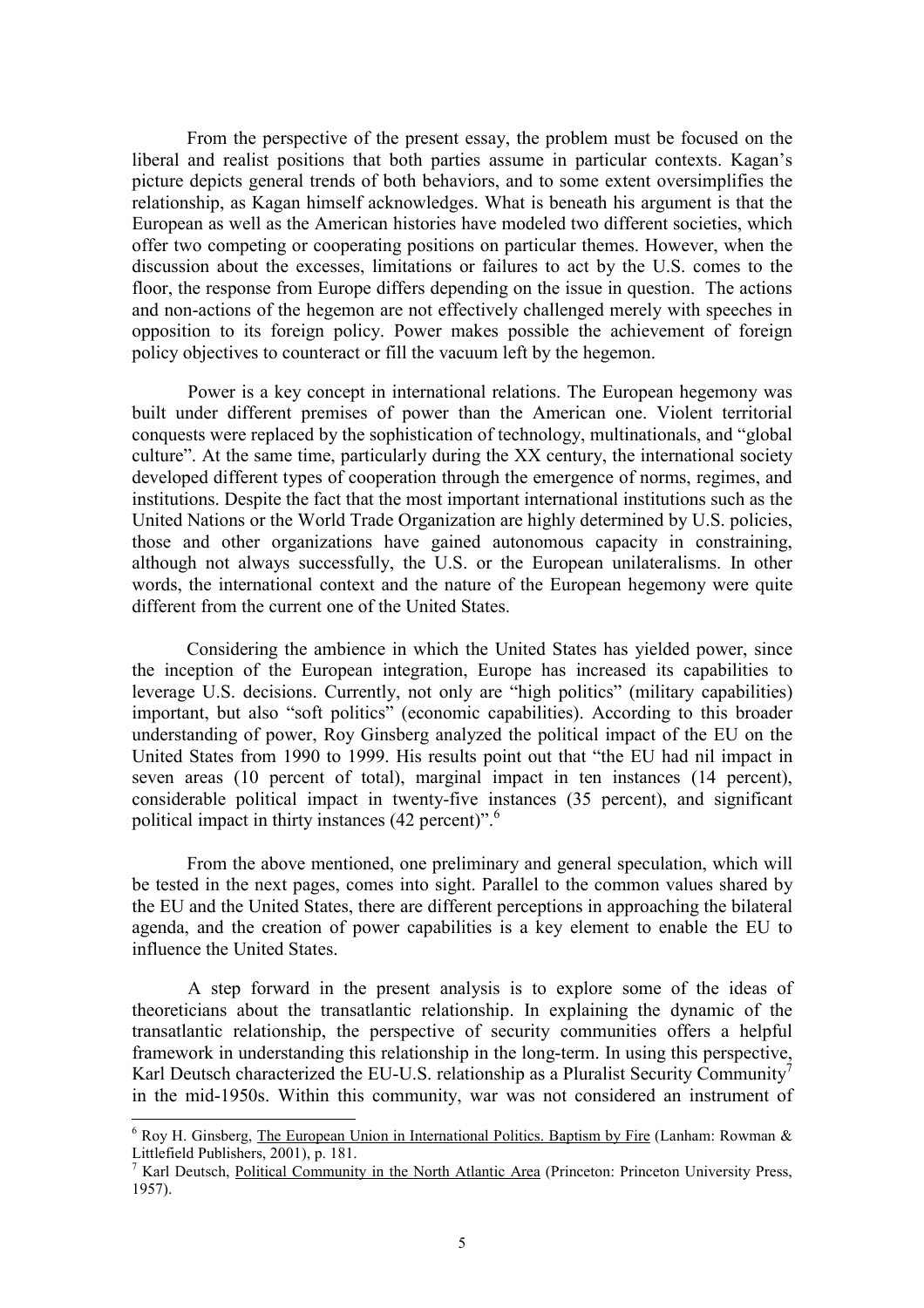From the perspective of the present essay, the problem must be focused on the liberal and realist positions that both parties assume in particular contexts. Kagan's picture depicts general trends of both behaviors, and to some extent oversimplifies the relationship, as Kagan himself acknowledges. What is beneath his argument is that the European as well as the American histories have modeled two different societies, which offer two competing or cooperating positions on particular themes. However, when the discussion about the excesses, limitations or failures to act by the U.S. comes to the floor, the response from Europe differs depending on the issue in question. The actions and non-actions of the hegemon are not effectively challenged merely with speeches in opposition to its foreign policy. Power makes possible the achievement of foreign policy objectives to counteract or fill the vacuum left by the hegemon.

Power is a key concept in international relations. The European hegemony was built under different premises of power than the American one. Violent territorial conquests were replaced by the sophistication of technology, multinationals, and "global culture". At the same time, particularly during the XX century, the international society developed different types of cooperation through the emergence of norms, regimes, and institutions. Despite the fact that the most important international institutions such as the United Nations or the World Trade Organization are highly determined by U.S. policies, those and other organizations have gained autonomous capacity in constraining, although not always successfully, the U.S. or the European unilateralisms. In other words, the international context and the nature of the European hegemony were quite different from the current one of the United States.

Considering the ambience in which the United States has yielded power, since the inception of the European integration, Europe has increased its capabilities to leverage U.S. decisions. Currently, not only are "high politics" (military capabilities) important, but also "soft politics" (economic capabilities). According to this broader understanding of power, Roy Ginsberg analyzed the political impact of the EU on the United States from 1990 to 1999. His results point out that "the EU had nil impact in seven areas (10 percent of total), marginal impact in ten instances (14 percent), considerable political impact in twenty-five instances (35 percent), and significant political impact in thirty instances (42 percent)".[6]

From the above mentioned, one preliminary and general speculation, which will be tested in the next pages, comes into sight. Parallel to the common values shared by the EU and the United States, there are different perceptions in approaching the bilateral agenda, and the creation of power capabilities is a key element to enable the EU to influence the United States.

A step forward in the present analysis is to explore some of the ideas of theoreticians about the transatlantic relationship. In explaining the dynamic of the transatlantic relationship, the perspective of security communities offers a helpful framework in understanding this relationship in the long-term. In using this perspective, Karl Deutsch characterized the EU-U.S. relationship as a Pluralist Security Community[7] in the mid-1950s. Within this community, war was not considered an instrument of

---

[6] Roy H. Ginsberg, The European Union in International Politics. Baptism by Fire (Lanham: Rowman & Littlefield Publishers, 2001), p. 181.

[7] Karl Deutsch, Political Community in the North Atlantic Area (Princeton: Princeton University Press, 1957).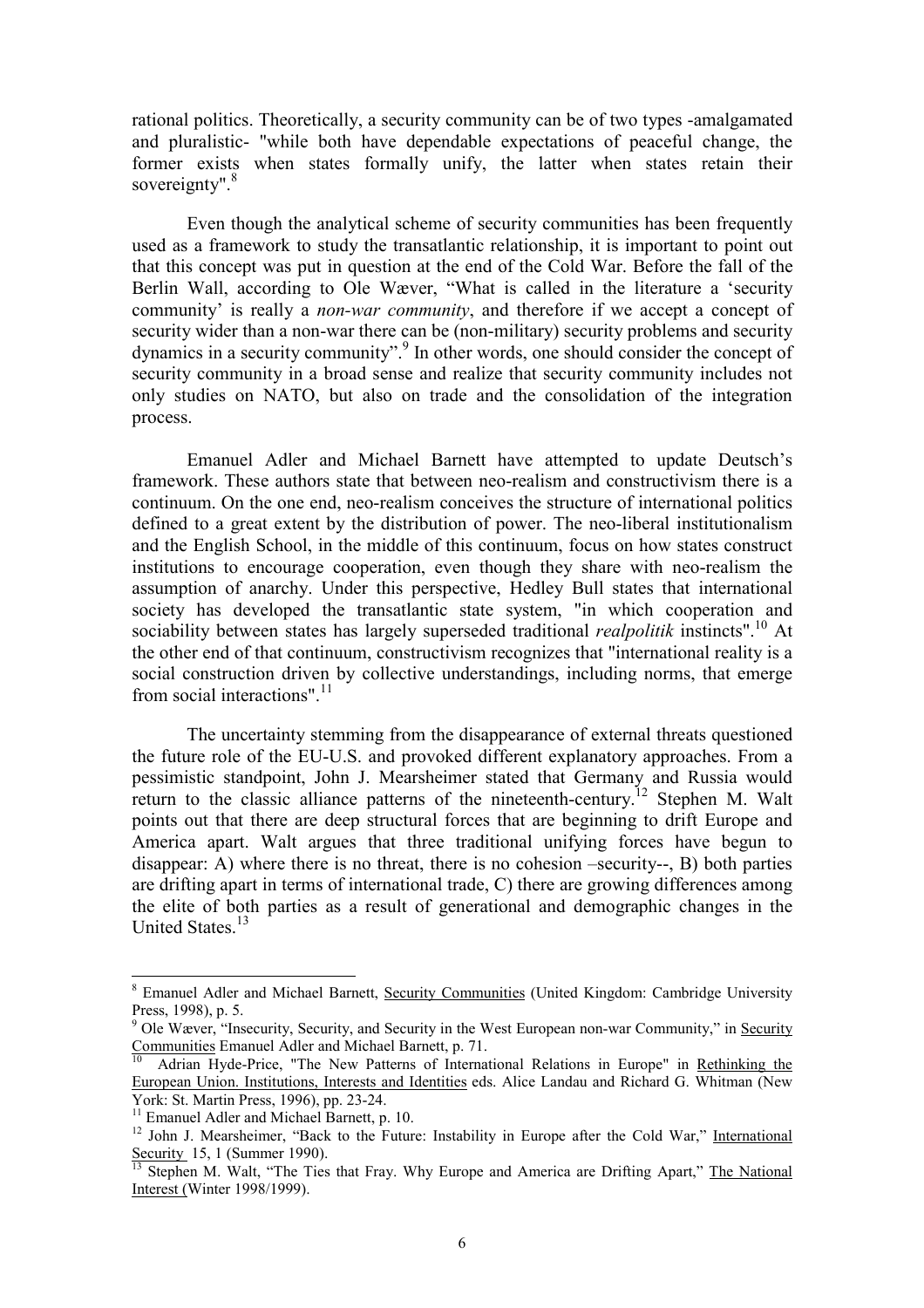rational politics. Theoretically, a security community can be of two types -amalgamated and pluralistic- "while both have dependable expectations of peaceful change, the former exists when states formally unify, the latter when states retain their sovereignty".[8]

Even though the analytical scheme of security communities has been frequently used as a framework to study the transatlantic relationship, it is important to point out that this concept was put in question at the end of the Cold War. Before the fall of the Berlin Wall, according to Ole Wæver, "What is called in the literature a 'security community' is really a *non-war community*, and therefore if we accept a concept of security wider than a non-war there can be (non-military) security problems and security dynamics in a security community".[9] In other words, one should consider the concept of security community in a broad sense and realize that security community includes not only studies on NATO, but also on trade and the consolidation of the integration process.

Emanuel Adler and Michael Barnett have attempted to update Deutsch's framework. These authors state that between neo-realism and constructivism there is a continuum. On the one end, neo-realism conceives the structure of international politics defined to a great extent by the distribution of power. The neo-liberal institutionalism and the English School, in the middle of this continuum, focus on how states construct institutions to encourage cooperation, even though they share with neo-realism the assumption of anarchy. Under this perspective, Hedley Bull states that international society has developed the transatlantic state system, "in which cooperation and sociability between states has largely superseded traditional *realpolitik* instincts".[10] At the other end of that continuum, constructivism recognizes that "international reality is a social construction driven by collective understandings, including norms, that emerge from social interactions".[11]

The uncertainty stemming from the disappearance of external threats questioned the future role of the EU-U.S. and provoked different explanatory approaches. From a pessimistic standpoint, John J. Mearsheimer stated that Germany and Russia would return to the classic alliance patterns of the nineteenth-century.[12] Stephen M. Walt points out that there are deep structural forces that are beginning to drift Europe and America apart. Walt argues that three traditional unifying forces have begun to disappear: A) where there is no threat, there is no cohesion –security--, B) both parties are drifting apart in terms of international trade, C) there are growing differences among the elite of both parties as a result of generational and demographic changes in the United States.[13]

---

[8] Emanuel Adler and Michael Barnett, Security Communities (United Kingdom: Cambridge University Press, 1998), p. 5.

[9] Ole Wæver, "Insecurity, Security, and Security in the West European non-war Community," in Security Communities Emanuel Adler and Michael Barnett, p. 71.

[10] Adrian Hyde-Price, "The New Patterns of International Relations in Europe" in Rethinking the European Union. Institutions, Interests and Identities eds. Alice Landau and Richard G. Whitman (New York: St. Martin Press, 1996), pp. 23-24.

[11] Emanuel Adler and Michael Barnett, p. 10.

[12] John J. Mearsheimer, "Back to the Future: Instability in Europe after the Cold War," International Security 15, 1 (Summer 1990).

[13] Stephen M. Walt, "The Ties that Fray. Why Europe and America are Drifting Apart," The National Interest (Winter 1998/1999).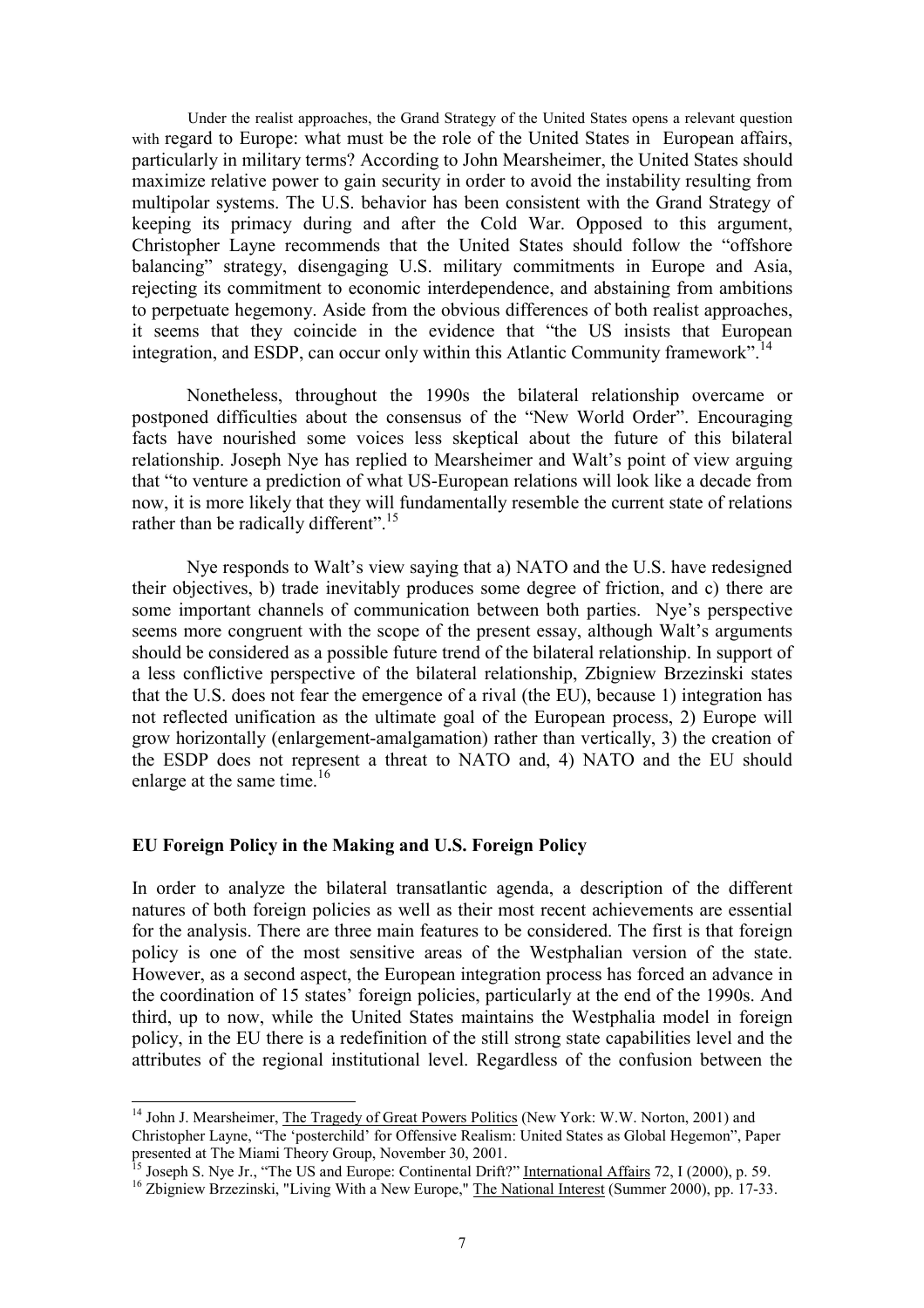Under the realist approaches, the Grand Strategy of the United States opens a relevant question with regard to Europe: what must be the role of the United States in European affairs, particularly in military terms? According to John Mearsheimer, the United States should maximize relative power to gain security in order to avoid the instability resulting from multipolar systems. The U.S. behavior has been consistent with the Grand Strategy of keeping its primacy during and after the Cold War. Opposed to this argument, Christopher Layne recommends that the United States should follow the "offshore balancing" strategy, disengaging U.S. military commitments in Europe and Asia, rejecting its commitment to economic interdependence, and abstaining from ambitions to perpetuate hegemony. Aside from the obvious differences of both realist approaches, it seems that they coincide in the evidence that "the US insists that European integration, and ESDP, can occur only within this Atlantic Community framework".[14]

Nonetheless, throughout the 1990s the bilateral relationship overcame or postponed difficulties about the consensus of the "New World Order". Encouraging facts have nourished some voices less skeptical about the future of this bilateral relationship. Joseph Nye has replied to Mearsheimer and Walt's point of view arguing that "to venture a prediction of what US-European relations will look like a decade from now, it is more likely that they will fundamentally resemble the current state of relations rather than be radically different".[15]

Nye responds to Walt's view saying that a) NATO and the U.S. have redesigned their objectives, b) trade inevitably produces some degree of friction, and c) there are some important channels of communication between both parties. Nye's perspective seems more congruent with the scope of the present essay, although Walt's arguments should be considered as a possible future trend of the bilateral relationship. In support of a less conflictive perspective of the bilateral relationship, Zbigniew Brzezinski states that the U.S. does not fear the emergence of a rival (the EU), because 1) integration has not reflected unification as the ultimate goal of the European process, 2) Europe will grow horizontally (enlargement-amalgamation) rather than vertically, 3) the creation of the ESDP does not represent a threat to NATO and, 4) NATO and the EU should enlarge at the same time.[16]

### EU Foreign Policy in the Making and U.S. Foreign Policy

In order to analyze the bilateral transatlantic agenda, a description of the different natures of both foreign policies as well as their most recent achievements are essential for the analysis. There are three main features to be considered. The first is that foreign policy is one of the most sensitive areas of the Westphalian version of the state. However, as a second aspect, the European integration process has forced an advance in the coordination of 15 states' foreign policies, particularly at the end of the 1990s. And third, up to now, while the United States maintains the Westphalia model in foreign policy, in the EU there is a redefinition of the still strong state capabilities level and the attributes of the regional institutional level. Regardless of the confusion between the

---

[14] John J. Mearsheimer, The Tragedy of Great Powers Politics (New York: W.W. Norton, 2001) and Christopher Layne, "The 'posterchild' for Offensive Realism: United States as Global Hegemon", Paper presented at The Miami Theory Group, November 30, 2001.

[15] Joseph S. Nye Jr., "The US and Europe: Continental Drift?" International Affairs 72, I (2000), p. 59.

[16] Zbigniew Brzezinski, "Living With a New Europe," The National Interest (Summer 2000), pp. 17-33.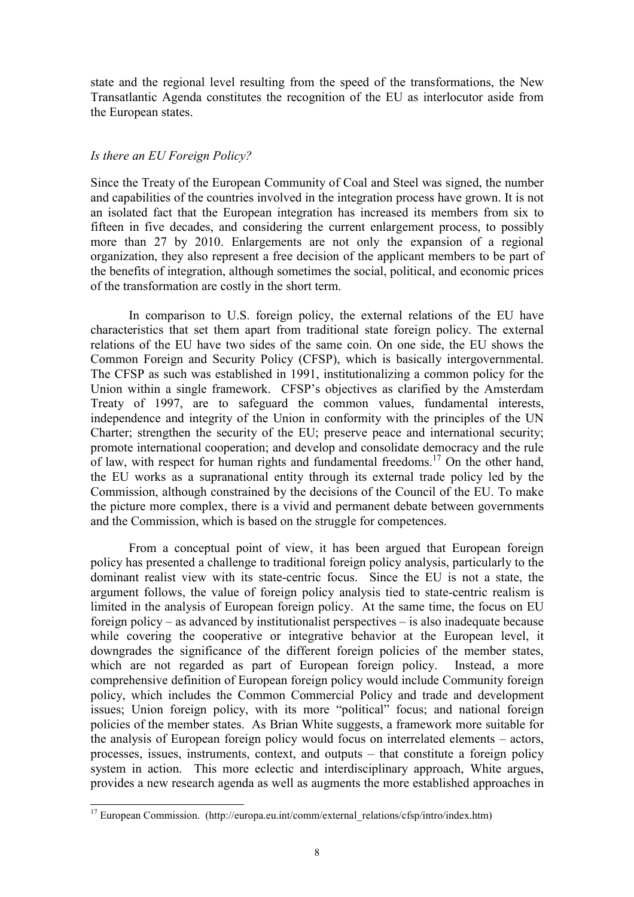state and the regional level resulting from the speed of the transformations, the New Transatlantic Agenda constitutes the recognition of the EU as interlocutor aside from the European states.

### *Is there an EU Foreign Policy?*

Since the Treaty of the European Community of Coal and Steel was signed, the number and capabilities of the countries involved in the integration process have grown. It is not an isolated fact that the European integration has increased its members from six to fifteen in five decades, and considering the current enlargement process, to possibly more than 27 by 2010. Enlargements are not only the expansion of a regional organization, they also represent a free decision of the applicant members to be part of the benefits of integration, although sometimes the social, political, and economic prices of the transformation are costly in the short term.

In comparison to U.S. foreign policy, the external relations of the EU have characteristics that set them apart from traditional state foreign policy. The external relations of the EU have two sides of the same coin. On one side, the EU shows the Common Foreign and Security Policy (CFSP), which is basically intergovernmental. The CFSP as such was established in 1991, institutionalizing a common policy for the Union within a single framework. CFSP's objectives as clarified by the Amsterdam Treaty of 1997, are to safeguard the common values, fundamental interests, independence and integrity of the Union in conformity with the principles of the UN Charter; strengthen the security of the EU; preserve peace and international security; promote international cooperation; and develop and consolidate democracy and the rule of law, with respect for human rights and fundamental freedoms.[17] On the other hand, the EU works as a supranational entity through its external trade policy led by the Commission, although constrained by the decisions of the Council of the EU. To make the picture more complex, there is a vivid and permanent debate between governments and the Commission, which is based on the struggle for competences.

From a conceptual point of view, it has been argued that European foreign policy has presented a challenge to traditional foreign policy analysis, particularly to the dominant realist view with its state-centric focus. Since the EU is not a state, the argument follows, the value of foreign policy analysis tied to state-centric realism is limited in the analysis of European foreign policy. At the same time, the focus on EU foreign policy – as advanced by institutionalist perspectives – is also inadequate because while covering the cooperative or integrative behavior at the European level, it downgrades the significance of the different foreign policies of the member states, which are not regarded as part of European foreign policy. Instead, a more comprehensive definition of European foreign policy would include Community foreign policy, which includes the Common Commercial Policy and trade and development issues; Union foreign policy, with its more "political" focus; and national foreign policies of the member states. As Brian White suggests, a framework more suitable for the analysis of European foreign policy would focus on interrelated elements – actors, processes, issues, instruments, context, and outputs – that constitute a foreign policy system in action. This more eclectic and interdisciplinary approach, White argues, provides a new research agenda as well as augments the more established approaches in

---

[17] European Commission. (http://europa.eu.int/comm/external_relations/cfsp/intro/index.htm)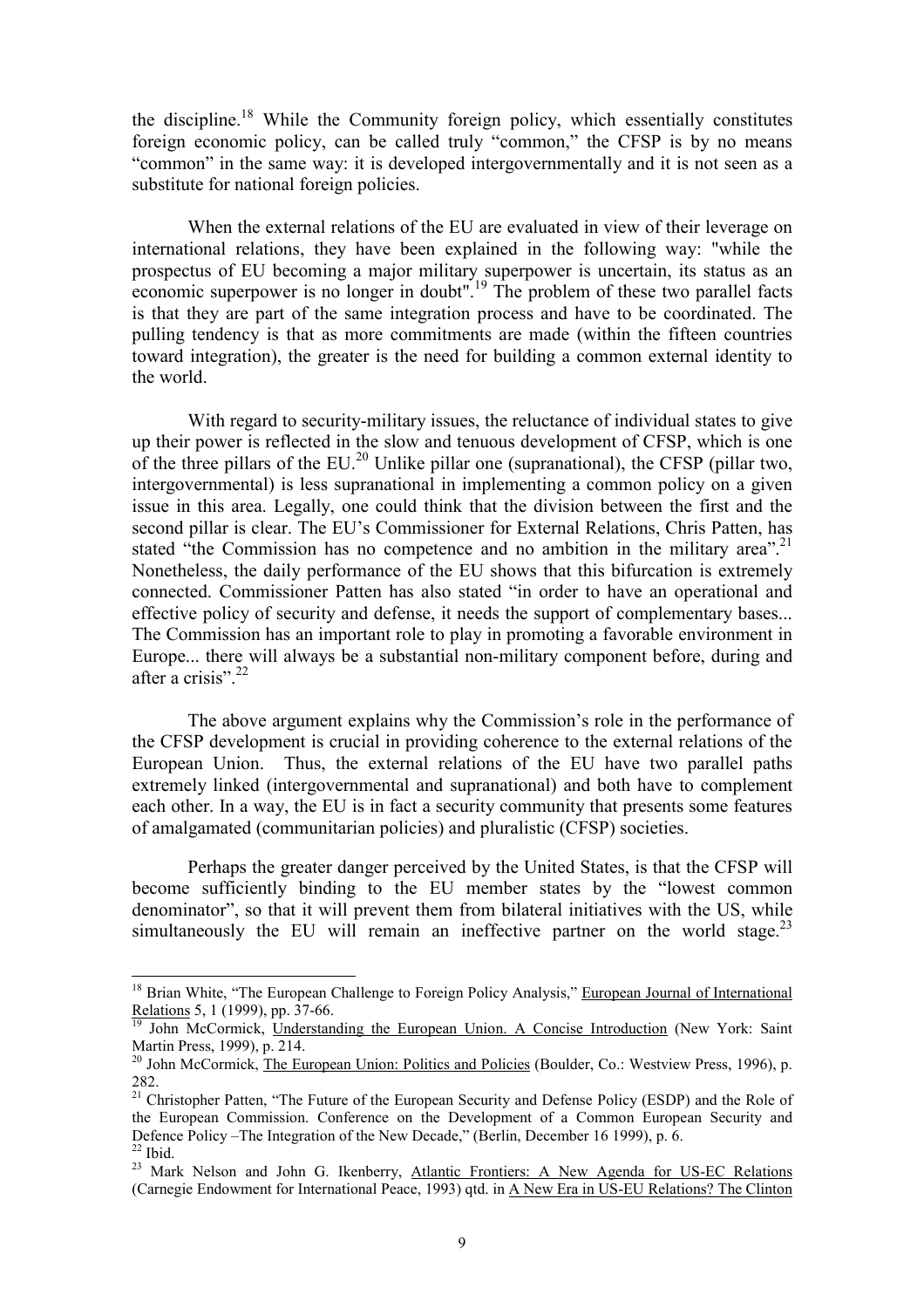the discipline.[18] While the Community foreign policy, which essentially constitutes foreign economic policy, can be called truly "common," the CFSP is by no means "common" in the same way: it is developed intergovernmentally and it is not seen as a substitute for national foreign policies.

When the external relations of the EU are evaluated in view of their leverage on international relations, they have been explained in the following way: "while the prospectus of EU becoming a major military superpower is uncertain, its status as an economic superpower is no longer in doubt".[19] The problem of these two parallel facts is that they are part of the same integration process and have to be coordinated. The pulling tendency is that as more commitments are made (within the fifteen countries toward integration), the greater is the need for building a common external identity to the world.

With regard to security-military issues, the reluctance of individual states to give up their power is reflected in the slow and tenuous development of CFSP, which is one of the three pillars of the EU.[20] Unlike pillar one (supranational), the CFSP (pillar two, intergovernmental) is less supranational in implementing a common policy on a given issue in this area. Legally, one could think that the division between the first and the second pillar is clear. The EU's Commissioner for External Relations, Chris Patten, has stated "the Commission has no competence and no ambition in the military area".[21] Nonetheless, the daily performance of the EU shows that this bifurcation is extremely connected. Commissioner Patten has also stated "in order to have an operational and effective policy of security and defense, it needs the support of complementary bases... The Commission has an important role to play in promoting a favorable environment in Europe... there will always be a substantial non-military component before, during and after a crisis".[22]

The above argument explains why the Commission's role in the performance of the CFSP development is crucial in providing coherence to the external relations of the European Union. Thus, the external relations of the EU have two parallel paths extremely linked (intergovernmental and supranational) and both have to complement each other. In a way, the EU is in fact a security community that presents some features of amalgamated (communitarian policies) and pluralistic (CFSP) societies.

Perhaps the greater danger perceived by the United States, is that the CFSP will become sufficiently binding to the EU member states by the "lowest common denominator", so that it will prevent them from bilateral initiatives with the US, while simultaneously the EU will remain an ineffective partner on the world stage.[23]

---

[18] Brian White, "The European Challenge to Foreign Policy Analysis," European Journal of International Relations 5, 1 (1999), pp. 37-66.

[19] John McCormick, Understanding the European Union. A Concise Introduction (New York: Saint Martin Press, 1999), p. 214.

[20] John McCormick, The European Union: Politics and Policies (Boulder, Co.: Westview Press, 1996), p. 282.

[21] Christopher Patten, "The Future of the European Security and Defense Policy (ESDP) and the Role of the European Commission. Conference on the Development of a Common European Security and Defence Policy –The Integration of the New Decade," (Berlin, December 16 1999), p. 6.

[22] Ibid.

[23] Mark Nelson and John G. Ikenberry, Atlantic Frontiers: A New Agenda for US-EC Relations (Carnegie Endowment for International Peace, 1993) qtd. in A New Era in US-EU Relations? The Clinton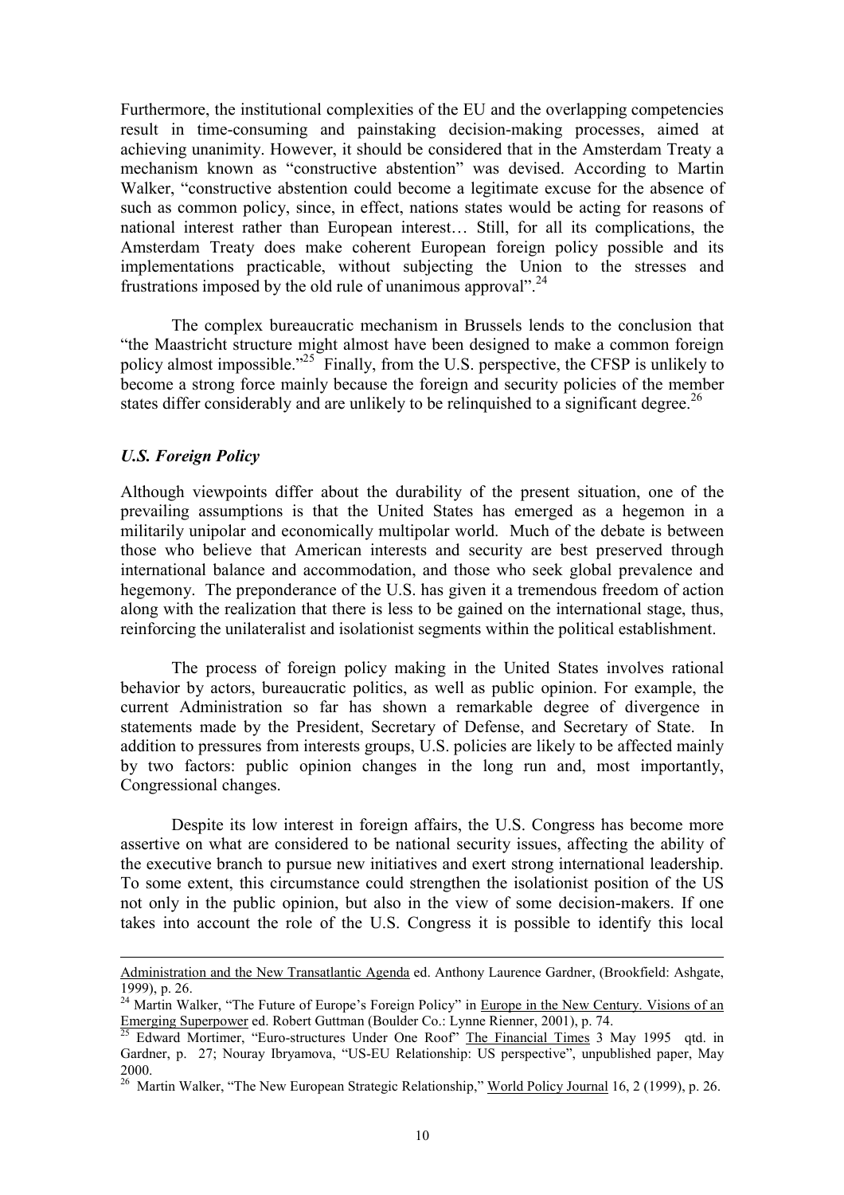Furthermore, the institutional complexities of the EU and the overlapping competencies result in time-consuming and painstaking decision-making processes, aimed at achieving unanimity. However, it should be considered that in the Amsterdam Treaty a mechanism known as "constructive abstention" was devised. According to Martin Walker, "constructive abstention could become a legitimate excuse for the absence of such as common policy, since, in effect, nations states would be acting for reasons of national interest rather than European interest… Still, for all its complications, the Amsterdam Treaty does make coherent European foreign policy possible and its implementations practicable, without subjecting the Union to the stresses and frustrations imposed by the old rule of unanimous approval".[24]

The complex bureaucratic mechanism in Brussels lends to the conclusion that "the Maastricht structure might almost have been designed to make a common foreign policy almost impossible."[25] Finally, from the U.S. perspective, the CFSP is unlikely to become a strong force mainly because the foreign and security policies of the member states differ considerably and are unlikely to be relinquished to a significant degree.[26]

### *U.S. Foreign Policy*

Although viewpoints differ about the durability of the present situation, one of the prevailing assumptions is that the United States has emerged as a hegemon in a militarily unipolar and economically multipolar world. Much of the debate is between those who believe that American interests and security are best preserved through international balance and accommodation, and those who seek global prevalence and hegemony. The preponderance of the U.S. has given it a tremendous freedom of action along with the realization that there is less to be gained on the international stage, thus, reinforcing the unilateralist and isolationist segments within the political establishment.

The process of foreign policy making in the United States involves rational behavior by actors, bureaucratic politics, as well as public opinion. For example, the current Administration so far has shown a remarkable degree of divergence in statements made by the President, Secretary of Defense, and Secretary of State. In addition to pressures from interests groups, U.S. policies are likely to be affected mainly by two factors: public opinion changes in the long run and, most importantly, Congressional changes.

Despite its low interest in foreign affairs, the U.S. Congress has become more assertive on what are considered to be national security issues, affecting the ability of the executive branch to pursue new initiatives and exert strong international leadership. To some extent, this circumstance could strengthen the isolationist position of the US not only in the public opinion, but also in the view of some decision-makers. If one takes into account the role of the U.S. Congress it is possible to identify this local

---

Administration and the New Transatlantic Agenda ed. Anthony Laurence Gardner, (Brookfield: Ashgate, 1999), p. 26.

[24] Martin Walker, "The Future of Europe's Foreign Policy" in Europe in the New Century. Visions of an Emerging Superpower ed. Robert Guttman (Boulder Co.: Lynne Rienner, 2001), p. 74.

[25] Edward Mortimer, "Euro-structures Under One Roof" The Financial Times 3 May 1995 qtd. in Gardner, p. 27; Nouray Ibryamova, "US-EU Relationship: US perspective", unpublished paper, May 2000.

[26] Martin Walker, "The New European Strategic Relationship," World Policy Journal 16, 2 (1999), p. 26.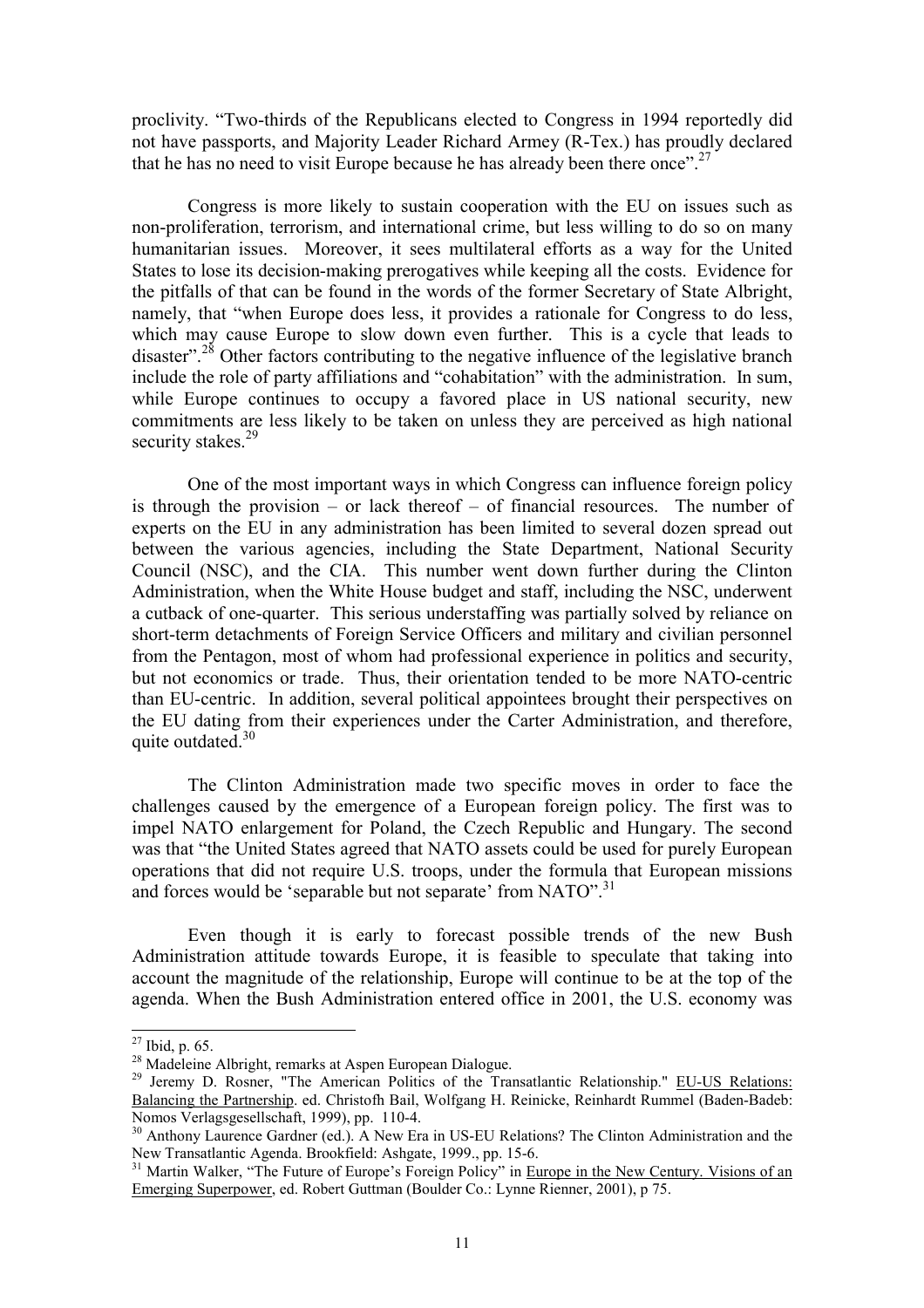proclivity. "Two-thirds of the Republicans elected to Congress in 1994 reportedly did not have passports, and Majority Leader Richard Armey (R-Tex.) has proudly declared that he has no need to visit Europe because he has already been there once".[27]

Congress is more likely to sustain cooperation with the EU on issues such as non-proliferation, terrorism, and international crime, but less willing to do so on many humanitarian issues. Moreover, it sees multilateral efforts as a way for the United States to lose its decision-making prerogatives while keeping all the costs. Evidence for the pitfalls of that can be found in the words of the former Secretary of State Albright, namely, that "when Europe does less, it provides a rationale for Congress to do less, which may cause Europe to slow down even further. This is a cycle that leads to disaster".[28] Other factors contributing to the negative influence of the legislative branch include the role of party affiliations and "cohabitation" with the administration. In sum, while Europe continues to occupy a favored place in US national security, new commitments are less likely to be taken on unless they are perceived as high national security stakes.[29]

One of the most important ways in which Congress can influence foreign policy is through the provision – or lack thereof – of financial resources. The number of experts on the EU in any administration has been limited to several dozen spread out between the various agencies, including the State Department, National Security Council (NSC), and the CIA. This number went down further during the Clinton Administration, when the White House budget and staff, including the NSC, underwent a cutback of one-quarter. This serious understaffing was partially solved by reliance on short-term detachments of Foreign Service Officers and military and civilian personnel from the Pentagon, most of whom had professional experience in politics and security, but not economics or trade. Thus, their orientation tended to be more NATO-centric than EU-centric. In addition, several political appointees brought their perspectives on the EU dating from their experiences under the Carter Administration, and therefore, quite outdated.[30]

The Clinton Administration made two specific moves in order to face the challenges caused by the emergence of a European foreign policy. The first was to impel NATO enlargement for Poland, the Czech Republic and Hungary. The second was that "the United States agreed that NATO assets could be used for purely European operations that did not require U.S. troops, under the formula that European missions and forces would be 'separable but not separate' from NATO".[31]

Even though it is early to forecast possible trends of the new Bush Administration attitude towards Europe, it is feasible to speculate that taking into account the magnitude of the relationship, Europe will continue to be at the top of the agenda. When the Bush Administration entered office in 2001, the U.S. economy was

---

[27] Ibid, p. 65.

[28] Madeleine Albright, remarks at Aspen European Dialogue.

[29] Jeremy D. Rosner, "The American Politics of the Transatlantic Relationship." EU-US Relations: Balancing the Partnership. ed. Christofh Bail, Wolfgang H. Reinicke, Reinhardt Rummel (Baden-Badeb: Nomos Verlagsgesellschaft, 1999), pp. 110-4.

[30] Anthony Laurence Gardner (ed.). A New Era in US-EU Relations? The Clinton Administration and the New Transatlantic Agenda. Brookfield: Ashgate, 1999., pp. 15-6.

[31] Martin Walker, "The Future of Europe's Foreign Policy" in Europe in the New Century. Visions of an Emerging Superpower, ed. Robert Guttman (Boulder Co.: Lynne Rienner, 2001), p 75.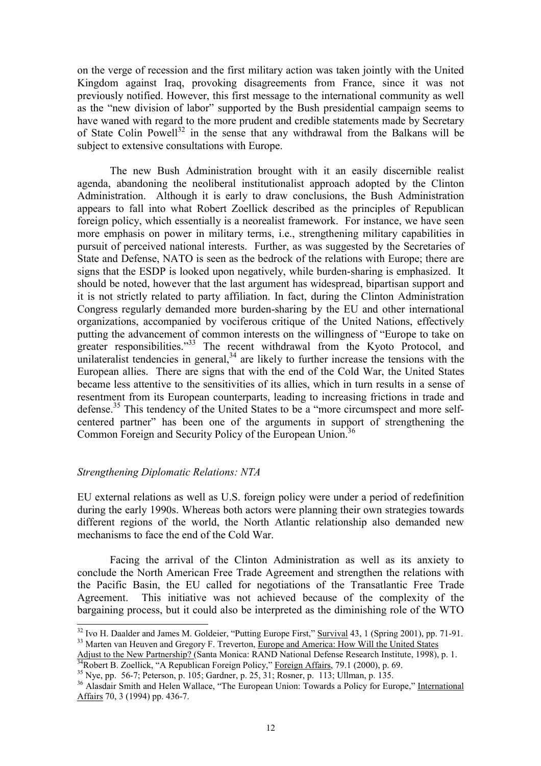on the verge of recession and the first military action was taken jointly with the United Kingdom against Iraq, provoking disagreements from France, since it was not previously notified. However, this first message to the international community as well as the "new division of labor" supported by the Bush presidential campaign seems to have waned with regard to the more prudent and credible statements made by Secretary of State Colin Powell[32] in the sense that any withdrawal from the Balkans will be subject to extensive consultations with Europe.

The new Bush Administration brought with it an easily discernible realist agenda, abandoning the neoliberal institutionalist approach adopted by the Clinton Administration. Although it is early to draw conclusions, the Bush Administration appears to fall into what Robert Zoellick described as the principles of Republican foreign policy, which essentially is a neorealist framework. For instance, we have seen more emphasis on power in military terms, i.e., strengthening military capabilities in pursuit of perceived national interests. Further, as was suggested by the Secretaries of State and Defense, NATO is seen as the bedrock of the relations with Europe; there are signs that the ESDP is looked upon negatively, while burden-sharing is emphasized. It should be noted, however that the last argument has widespread, bipartisan support and it is not strictly related to party affiliation. In fact, during the Clinton Administration Congress regularly demanded more burden-sharing by the EU and other international organizations, accompanied by vociferous critique of the United Nations, effectively putting the advancement of common interests on the willingness of "Europe to take on greater responsibilities."[33] The recent withdrawal from the Kyoto Protocol, and unilateralist tendencies in general,[34] are likely to further increase the tensions with the European allies. There are signs that with the end of the Cold War, the United States became less attentive to the sensitivities of its allies, which in turn results in a sense of resentment from its European counterparts, leading to increasing frictions in trade and defense.[35] This tendency of the United States to be a "more circumspect and more self-centered partner" has been one of the arguments in support of strengthening the Common Foreign and Security Policy of the European Union.[36]

*Strengthening Diplomatic Relations: NTA*

EU external relations as well as U.S. foreign policy were under a period of redefinition during the early 1990s. Whereas both actors were planning their own strategies towards different regions of the world, the North Atlantic relationship also demanded new mechanisms to face the end of the Cold War.

Facing the arrival of the Clinton Administration as well as its anxiety to conclude the North American Free Trade Agreement and strengthen the relations with the Pacific Basin, the EU called for negotiations of the Transatlantic Free Trade Agreement. This initiative was not achieved because of the complexity of the bargaining process, but it could also be interpreted as the diminishing role of the WTO

---

[32] Ivo H. Daalder and James M. Goldeier, "Putting Europe First," Survival 43, 1 (Spring 2001), pp. 71-91.

[33] Marten van Heuven and Gregory F. Treverton, Europe and America: How Will the United States Adjust to the New Partnership? (Santa Monica: RAND National Defense Research Institute, 1998), p. 1.

[34] Robert B. Zoellick, "A Republican Foreign Policy," Foreign Affairs, 79.1 (2000), p. 69.

[35] Nye, pp. 56-7; Peterson, p. 105; Gardner, p. 25, 31; Rosner, p. 113; Ullman, p. 135.

[36] Alasdair Smith and Helen Wallace, "The European Union: Towards a Policy for Europe," International Affairs 70, 3 (1994) pp. 436-7.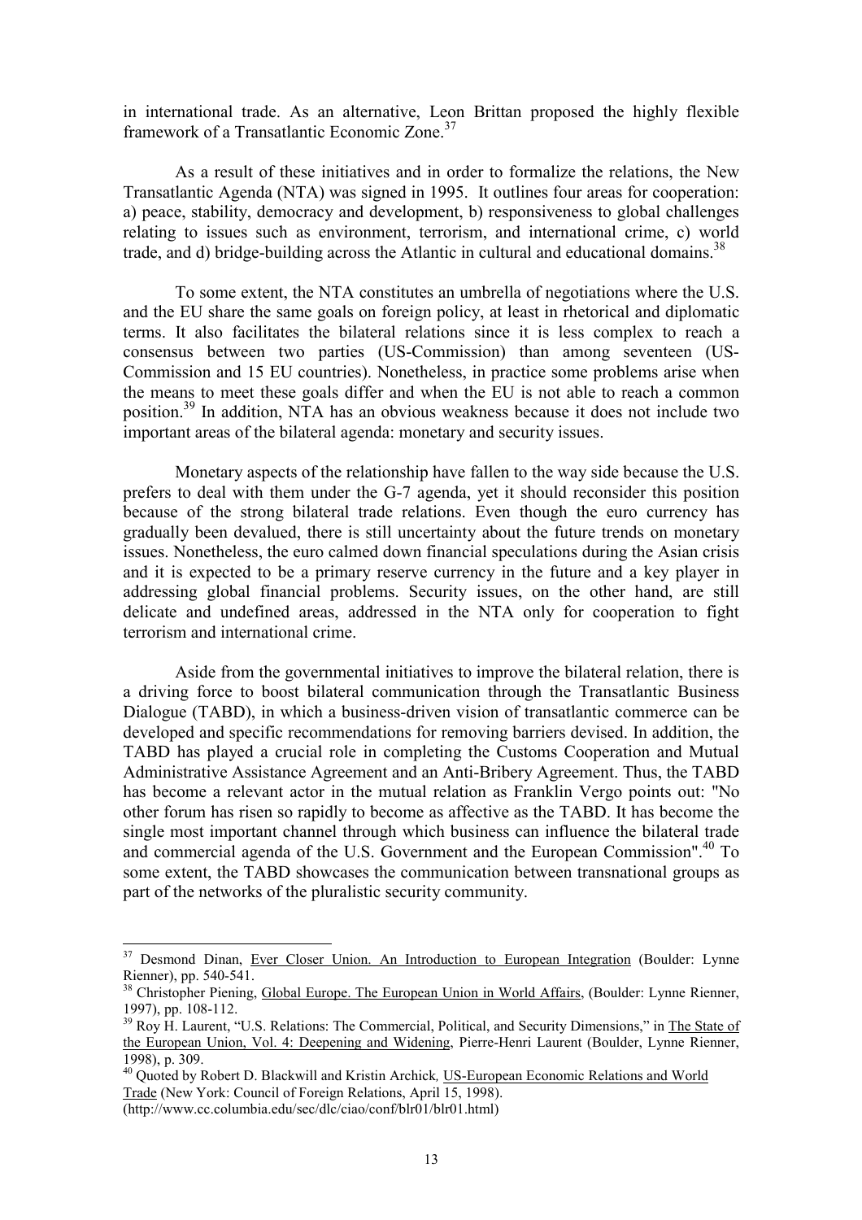in international trade. As an alternative, Leon Brittan proposed the highly flexible framework of a Transatlantic Economic Zone.[37]

As a result of these initiatives and in order to formalize the relations, the New Transatlantic Agenda (NTA) was signed in 1995. It outlines four areas for cooperation: a) peace, stability, democracy and development, b) responsiveness to global challenges relating to issues such as environment, terrorism, and international crime, c) world trade, and d) bridge-building across the Atlantic in cultural and educational domains.[38]

To some extent, the NTA constitutes an umbrella of negotiations where the U.S. and the EU share the same goals on foreign policy, at least in rhetorical and diplomatic terms. It also facilitates the bilateral relations since it is less complex to reach a consensus between two parties (US-Commission) than among seventeen (US-Commission and 15 EU countries). Nonetheless, in practice some problems arise when the means to meet these goals differ and when the EU is not able to reach a common position.[39] In addition, NTA has an obvious weakness because it does not include two important areas of the bilateral agenda: monetary and security issues.

Monetary aspects of the relationship have fallen to the way side because the U.S. prefers to deal with them under the G-7 agenda, yet it should reconsider this position because of the strong bilateral trade relations. Even though the euro currency has gradually been devalued, there is still uncertainty about the future trends on monetary issues. Nonetheless, the euro calmed down financial speculations during the Asian crisis and it is expected to be a primary reserve currency in the future and a key player in addressing global financial problems. Security issues, on the other hand, are still delicate and undefined areas, addressed in the NTA only for cooperation to fight terrorism and international crime.

Aside from the governmental initiatives to improve the bilateral relation, there is a driving force to boost bilateral communication through the Transatlantic Business Dialogue (TABD), in which a business-driven vision of transatlantic commerce can be developed and specific recommendations for removing barriers devised. In addition, the TABD has played a crucial role in completing the Customs Cooperation and Mutual Administrative Assistance Agreement and an Anti-Bribery Agreement. Thus, the TABD has become a relevant actor in the mutual relation as Franklin Vergo points out: "No other forum has risen so rapidly to become as affective as the TABD. It has become the single most important channel through which business can influence the bilateral trade and commercial agenda of the U.S. Government and the European Commission".[40] To some extent, the TABD showcases the communication between transnational groups as part of the networks of the pluralistic security community.

---

[37] Desmond Dinan, Ever Closer Union. An Introduction to European Integration (Boulder: Lynne Rienner), pp. 540-541.

[38] Christopher Piening, Global Europe. The European Union in World Affairs, (Boulder: Lynne Rienner, 1997), pp. 108-112.

[39] Roy H. Laurent, "U.S. Relations: The Commercial, Political, and Security Dimensions," in The State of the European Union, Vol. 4: Deepening and Widening, Pierre-Henri Laurent (Boulder, Lynne Rienner, 1998), p. 309.

[40] Quoted by Robert D. Blackwill and Kristin Archick, US-European Economic Relations and World Trade (New York: Council of Foreign Relations, April 15, 1998). (http://www.cc.columbia.edu/sec/dlc/ciao/conf/blr01/blr01.html)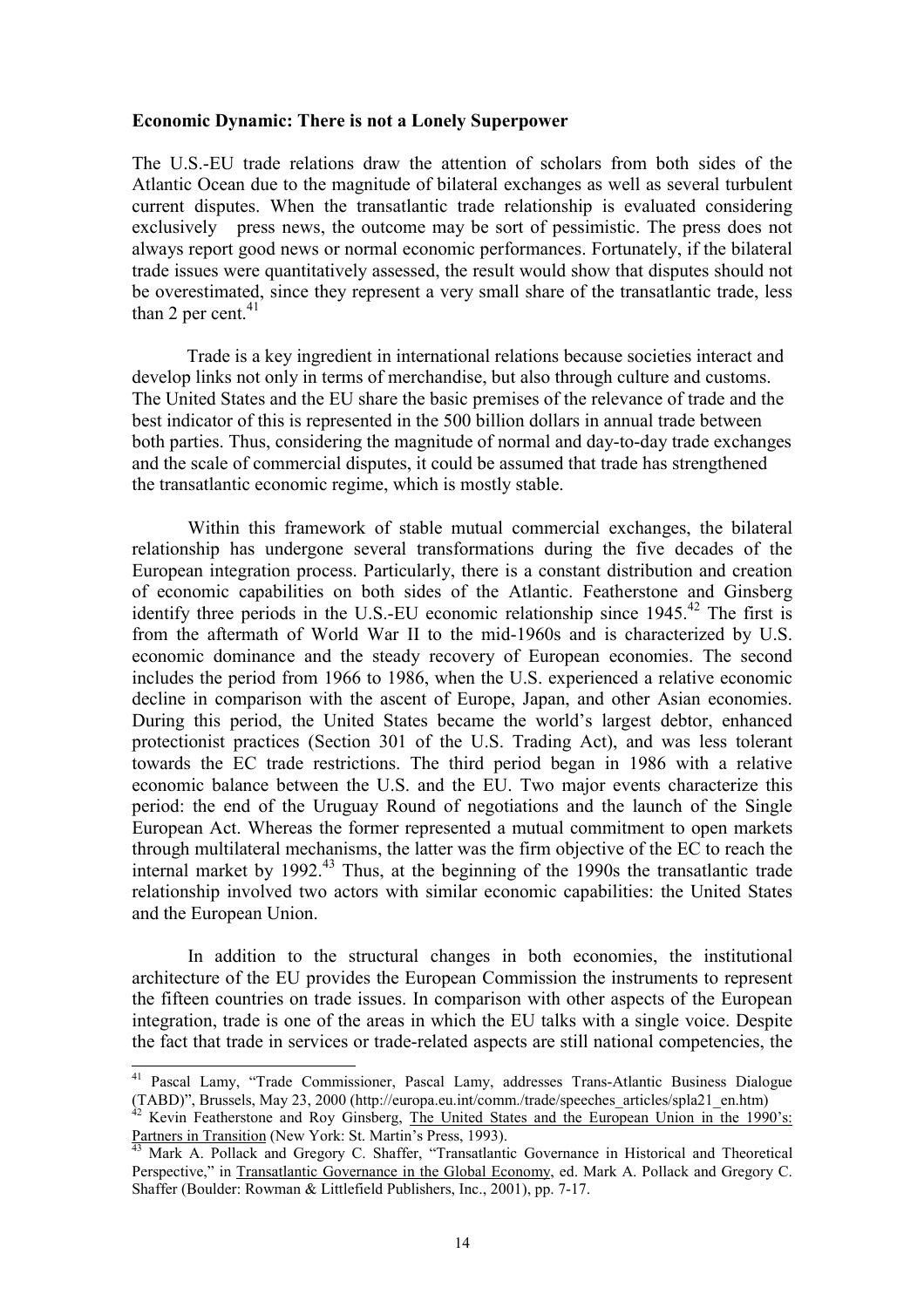**Economic Dynamic: There is not a Lonely Superpower**

The U.S.-EU trade relations draw the attention of scholars from both sides of the Atlantic Ocean due to the magnitude of bilateral exchanges as well as several turbulent current disputes. When the transatlantic trade relationship is evaluated considering exclusively press news, the outcome may be sort of pessimistic. The press does not always report good news or normal economic performances. Fortunately, if the bilateral trade issues were quantitatively assessed, the result would show that disputes should not be overestimated, since they represent a very small share of the transatlantic trade, less than 2 per cent.[41]

Trade is a key ingredient in international relations because societies interact and develop links not only in terms of merchandise, but also through culture and customs. The United States and the EU share the basic premises of the relevance of trade and the best indicator of this is represented in the 500 billion dollars in annual trade between both parties. Thus, considering the magnitude of normal and day-to-day trade exchanges and the scale of commercial disputes, it could be assumed that trade has strengthened the transatlantic economic regime, which is mostly stable.

Within this framework of stable mutual commercial exchanges, the bilateral relationship has undergone several transformations during the five decades of the European integration process. Particularly, there is a constant distribution and creation of economic capabilities on both sides of the Atlantic. Featherstone and Ginsberg identify three periods in the U.S.-EU economic relationship since 1945.[42] The first is from the aftermath of World War II to the mid-1960s and is characterized by U.S. economic dominance and the steady recovery of European economies. The second includes the period from 1966 to 1986, when the U.S. experienced a relative economic decline in comparison with the ascent of Europe, Japan, and other Asian economies. During this period, the United States became the world's largest debtor, enhanced protectionist practices (Section 301 of the U.S. Trading Act), and was less tolerant towards the EC trade restrictions. The third period began in 1986 with a relative economic balance between the U.S. and the EU. Two major events characterize this period: the end of the Uruguay Round of negotiations and the launch of the Single European Act. Whereas the former represented a mutual commitment to open markets through multilateral mechanisms, the latter was the firm objective of the EC to reach the internal market by 1992.[43] Thus, at the beginning of the 1990s the transatlantic trade relationship involved two actors with similar economic capabilities: the United States and the European Union.

In addition to the structural changes in both economies, the institutional architecture of the EU provides the European Commission the instruments to represent the fifteen countries on trade issues. In comparison with other aspects of the European integration, trade is one of the areas in which the EU talks with a single voice. Despite the fact that trade in services or trade-related aspects are still national competencies, the

---

[41] Pascal Lamy, "Trade Commissioner, Pascal Lamy, addresses Trans-Atlantic Business Dialogue (TABD)", Brussels, May 23, 2000 (http://europa.eu.int/comm./trade/speeches_articles/spla21_en.htm)

[42] Kevin Featherstone and Roy Ginsberg, The United States and the European Union in the 1990's: Partners in Transition (New York: St. Martin's Press, 1993).

[43] Mark A. Pollack and Gregory C. Shaffer, "Transatlantic Governance in Historical and Theoretical Perspective," in Transatlantic Governance in the Global Economy, ed. Mark A. Pollack and Gregory C. Shaffer (Boulder: Rowman & Littlefield Publishers, Inc., 2001), pp. 7-17.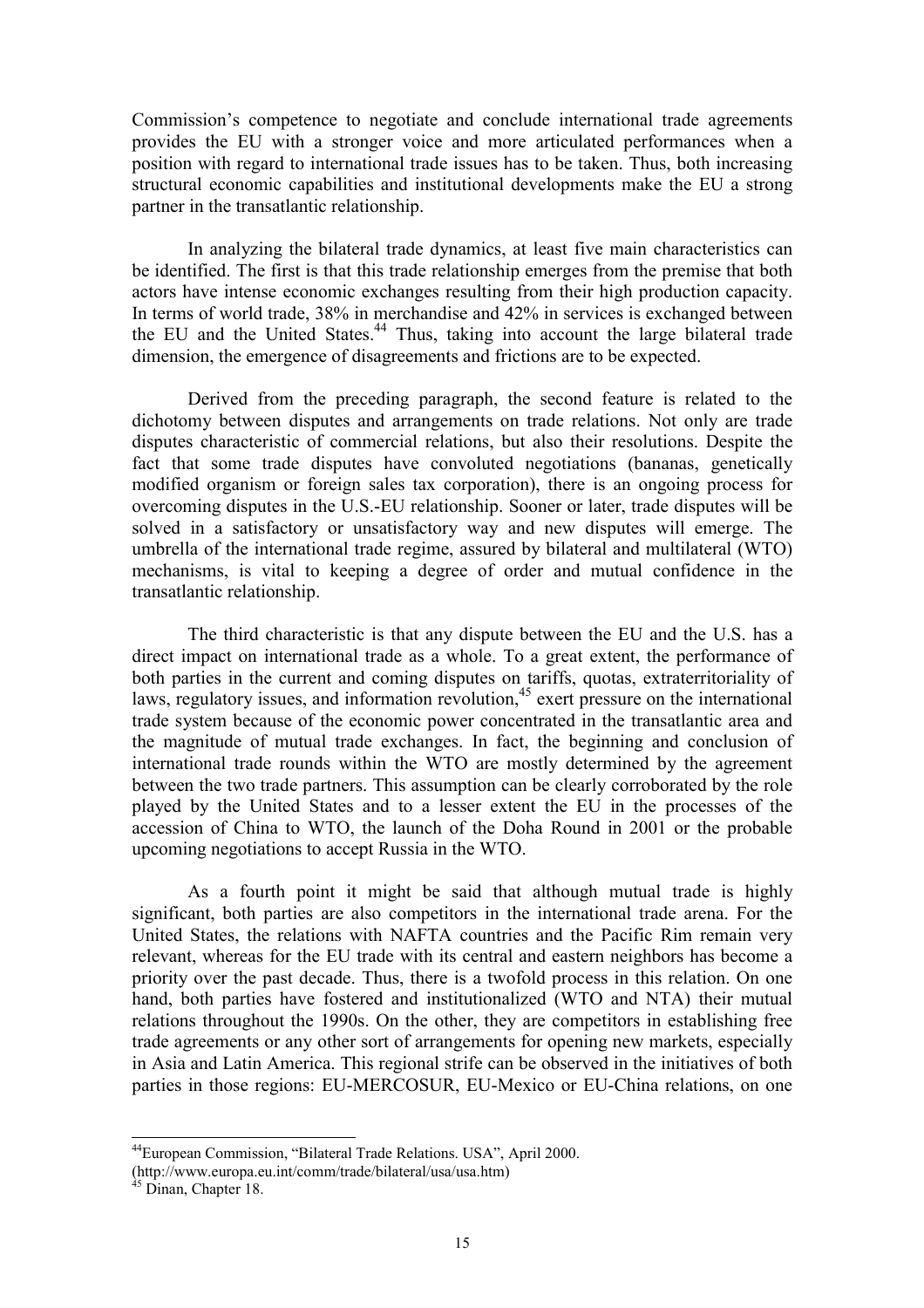Commission's competence to negotiate and conclude international trade agreements provides the EU with a stronger voice and more articulated performances when a position with regard to international trade issues has to be taken. Thus, both increasing structural economic capabilities and institutional developments make the EU a strong partner in the transatlantic relationship.

In analyzing the bilateral trade dynamics, at least five main characteristics can be identified. The first is that this trade relationship emerges from the premise that both actors have intense economic exchanges resulting from their high production capacity. In terms of world trade, 38% in merchandise and 42% in services is exchanged between the EU and the United States.[44] Thus, taking into account the large bilateral trade dimension, the emergence of disagreements and frictions are to be expected.

Derived from the preceding paragraph, the second feature is related to the dichotomy between disputes and arrangements on trade relations. Not only are trade disputes characteristic of commercial relations, but also their resolutions. Despite the fact that some trade disputes have convoluted negotiations (bananas, genetically modified organism or foreign sales tax corporation), there is an ongoing process for overcoming disputes in the U.S.-EU relationship. Sooner or later, trade disputes will be solved in a satisfactory or unsatisfactory way and new disputes will emerge. The umbrella of the international trade regime, assured by bilateral and multilateral (WTO) mechanisms, is vital to keeping a degree of order and mutual confidence in the transatlantic relationship.

The third characteristic is that any dispute between the EU and the U.S. has a direct impact on international trade as a whole. To a great extent, the performance of both parties in the current and coming disputes on tariffs, quotas, extraterritoriality of laws, regulatory issues, and information revolution,[45] exert pressure on the international trade system because of the economic power concentrated in the transatlantic area and the magnitude of mutual trade exchanges. In fact, the beginning and conclusion of international trade rounds within the WTO are mostly determined by the agreement between the two trade partners. This assumption can be clearly corroborated by the role played by the United States and to a lesser extent the EU in the processes of the accession of China to WTO, the launch of the Doha Round in 2001 or the probable upcoming negotiations to accept Russia in the WTO.

As a fourth point it might be said that although mutual trade is highly significant, both parties are also competitors in the international trade arena. For the United States, the relations with NAFTA countries and the Pacific Rim remain very relevant, whereas for the EU trade with its central and eastern neighbors has become a priority over the past decade. Thus, there is a twofold process in this relation. On one hand, both parties have fostered and institutionalized (WTO and NTA) their mutual relations throughout the 1990s. On the other, they are competitors in establishing free trade agreements or any other sort of arrangements for opening new markets, especially in Asia and Latin America. This regional strife can be observed in the initiatives of both parties in those regions: EU-MERCOSUR, EU-Mexico or EU-China relations, on one

---

[44] European Commission, "Bilateral Trade Relations. USA", April 2000. (http://www.europa.eu.int/comm/trade/bilateral/usa/usa.htm)

[45] Dinan, Chapter 18.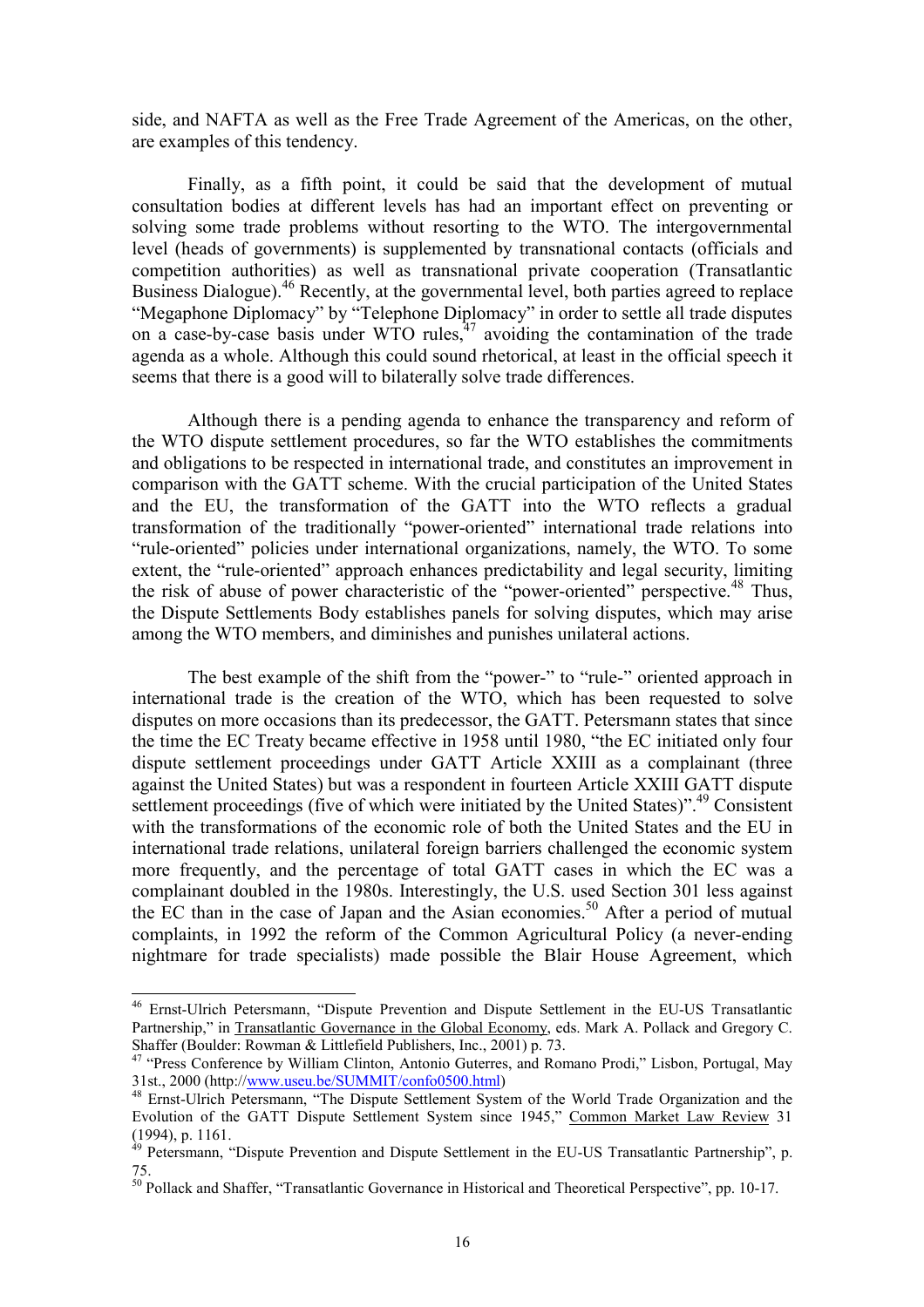side, and NAFTA as well as the Free Trade Agreement of the Americas, on the other, are examples of this tendency.

Finally, as a fifth point, it could be said that the development of mutual consultation bodies at different levels has had an important effect on preventing or solving some trade problems without resorting to the WTO. The intergovernmental level (heads of governments) is supplemented by transnational contacts (officials and competition authorities) as well as transnational private cooperation (Transatlantic Business Dialogue).[46] Recently, at the governmental level, both parties agreed to replace "Megaphone Diplomacy" by "Telephone Diplomacy" in order to settle all trade disputes on a case-by-case basis under WTO rules,[47] avoiding the contamination of the trade agenda as a whole. Although this could sound rhetorical, at least in the official speech it seems that there is a good will to bilaterally solve trade differences.

Although there is a pending agenda to enhance the transparency and reform of the WTO dispute settlement procedures, so far the WTO establishes the commitments and obligations to be respected in international trade, and constitutes an improvement in comparison with the GATT scheme. With the crucial participation of the United States and the EU, the transformation of the GATT into the WTO reflects a gradual transformation of the traditionally "power-oriented" international trade relations into "rule-oriented" policies under international organizations, namely, the WTO. To some extent, the "rule-oriented" approach enhances predictability and legal security, limiting the risk of abuse of power characteristic of the "power-oriented" perspective.[48] Thus, the Dispute Settlements Body establishes panels for solving disputes, which may arise among the WTO members, and diminishes and punishes unilateral actions.

The best example of the shift from the "power-" to "rule-" oriented approach in international trade is the creation of the WTO, which has been requested to solve disputes on more occasions than its predecessor, the GATT. Petersmann states that since the time the EC Treaty became effective in 1958 until 1980, "the EC initiated only four dispute settlement proceedings under GATT Article XXIII as a complainant (three against the United States) but was a respondent in fourteen Article XXIII GATT dispute settlement proceedings (five of which were initiated by the United States)".[49] Consistent with the transformations of the economic role of both the United States and the EU in international trade relations, unilateral foreign barriers challenged the economic system more frequently, and the percentage of total GATT cases in which the EC was a complainant doubled in the 1980s. Interestingly, the U.S. used Section 301 less against the EC than in the case of Japan and the Asian economies.[50] After a period of mutual complaints, in 1992 the reform of the Common Agricultural Policy (a never-ending nightmare for trade specialists) made possible the Blair House Agreement, which

---

[46] Ernst-Ulrich Petersmann, "Dispute Prevention and Dispute Settlement in the EU-US Transatlantic Partnership," in Transatlantic Governance in the Global Economy, eds. Mark A. Pollack and Gregory C. Shaffer (Boulder: Rowman & Littlefield Publishers, Inc., 2001) p. 73.

[47] "Press Conference by William Clinton, Antonio Guterres, and Romano Prodi," Lisbon, Portugal, May 31st., 2000 (http://www.useu.be/SUMMIT/confo0500.html)

[48] Ernst-Ulrich Petersmann, "The Dispute Settlement System of the World Trade Organization and the Evolution of the GATT Dispute Settlement System since 1945," Common Market Law Review 31 (1994), p. 1161.

[49] Petersmann, "Dispute Prevention and Dispute Settlement in the EU-US Transatlantic Partnership", p. 75.

[50] Pollack and Shaffer, "Transatlantic Governance in Historical and Theoretical Perspective", pp. 10-17.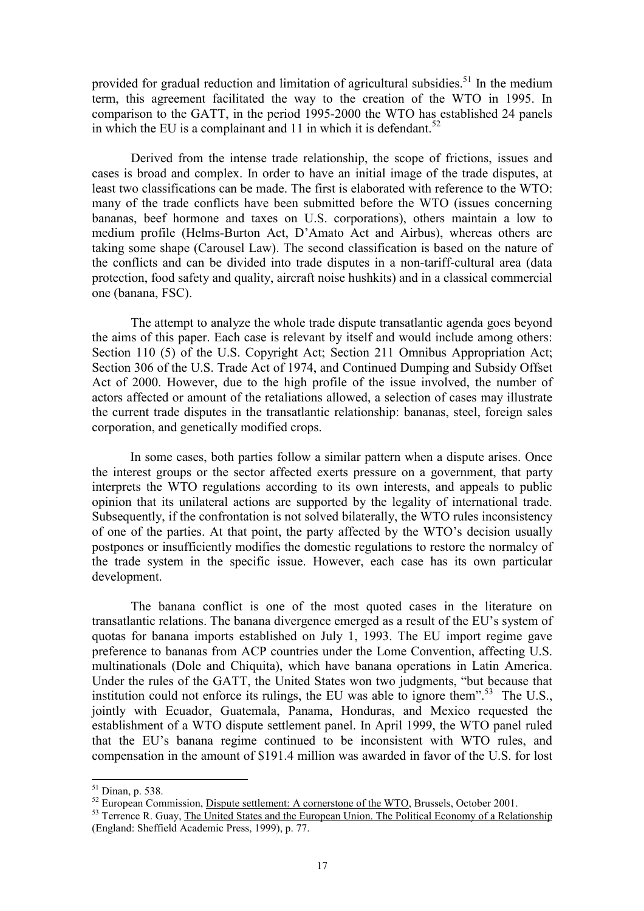provided for gradual reduction and limitation of agricultural subsidies.[51] In the medium term, this agreement facilitated the way to the creation of the WTO in 1995. In comparison to the GATT, in the period 1995-2000 the WTO has established 24 panels in which the EU is a complainant and 11 in which it is defendant.[52]

Derived from the intense trade relationship, the scope of frictions, issues and cases is broad and complex. In order to have an initial image of the trade disputes, at least two classifications can be made. The first is elaborated with reference to the WTO: many of the trade conflicts have been submitted before the WTO (issues concerning bananas, beef hormone and taxes on U.S. corporations), others maintain a low to medium profile (Helms-Burton Act, D'Amato Act and Airbus), whereas others are taking some shape (Carousel Law). The second classification is based on the nature of the conflicts and can be divided into trade disputes in a non-tariff-cultural area (data protection, food safety and quality, aircraft noise hushkits) and in a classical commercial one (banana, FSC).

The attempt to analyze the whole trade dispute transatlantic agenda goes beyond the aims of this paper. Each case is relevant by itself and would include among others: Section 110 (5) of the U.S. Copyright Act; Section 211 Omnibus Appropriation Act; Section 306 of the U.S. Trade Act of 1974, and Continued Dumping and Subsidy Offset Act of 2000. However, due to the high profile of the issue involved, the number of actors affected or amount of the retaliations allowed, a selection of cases may illustrate the current trade disputes in the transatlantic relationship: bananas, steel, foreign sales corporation, and genetically modified crops.

In some cases, both parties follow a similar pattern when a dispute arises. Once the interest groups or the sector affected exerts pressure on a government, that party interprets the WTO regulations according to its own interests, and appeals to public opinion that its unilateral actions are supported by the legality of international trade. Subsequently, if the confrontation is not solved bilaterally, the WTO rules inconsistency of one of the parties. At that point, the party affected by the WTO's decision usually postpones or insufficiently modifies the domestic regulations to restore the normalcy of the trade system in the specific issue. However, each case has its own particular development.

The banana conflict is one of the most quoted cases in the literature on transatlantic relations. The banana divergence emerged as a result of the EU's system of quotas for banana imports established on July 1, 1993. The EU import regime gave preference to bananas from ACP countries under the Lome Convention, affecting U.S. multinationals (Dole and Chiquita), which have banana operations in Latin America. Under the rules of the GATT, the United States won two judgments, "but because that institution could not enforce its rulings, the EU was able to ignore them".[53] The U.S., jointly with Ecuador, Guatemala, Panama, Honduras, and Mexico requested the establishment of a WTO dispute settlement panel. In April 1999, the WTO panel ruled that the EU's banana regime continued to be inconsistent with WTO rules, and compensation in the amount of $191.4 million was awarded in favor of the U.S. for lost

---

[51] Dinan, p. 538.

[52] European Commission, Dispute settlement: A cornerstone of the WTO, Brussels, October 2001.

[53] Terrence R. Guay, The United States and the European Union. The Political Economy of a Relationship (England: Sheffield Academic Press, 1999), p. 77.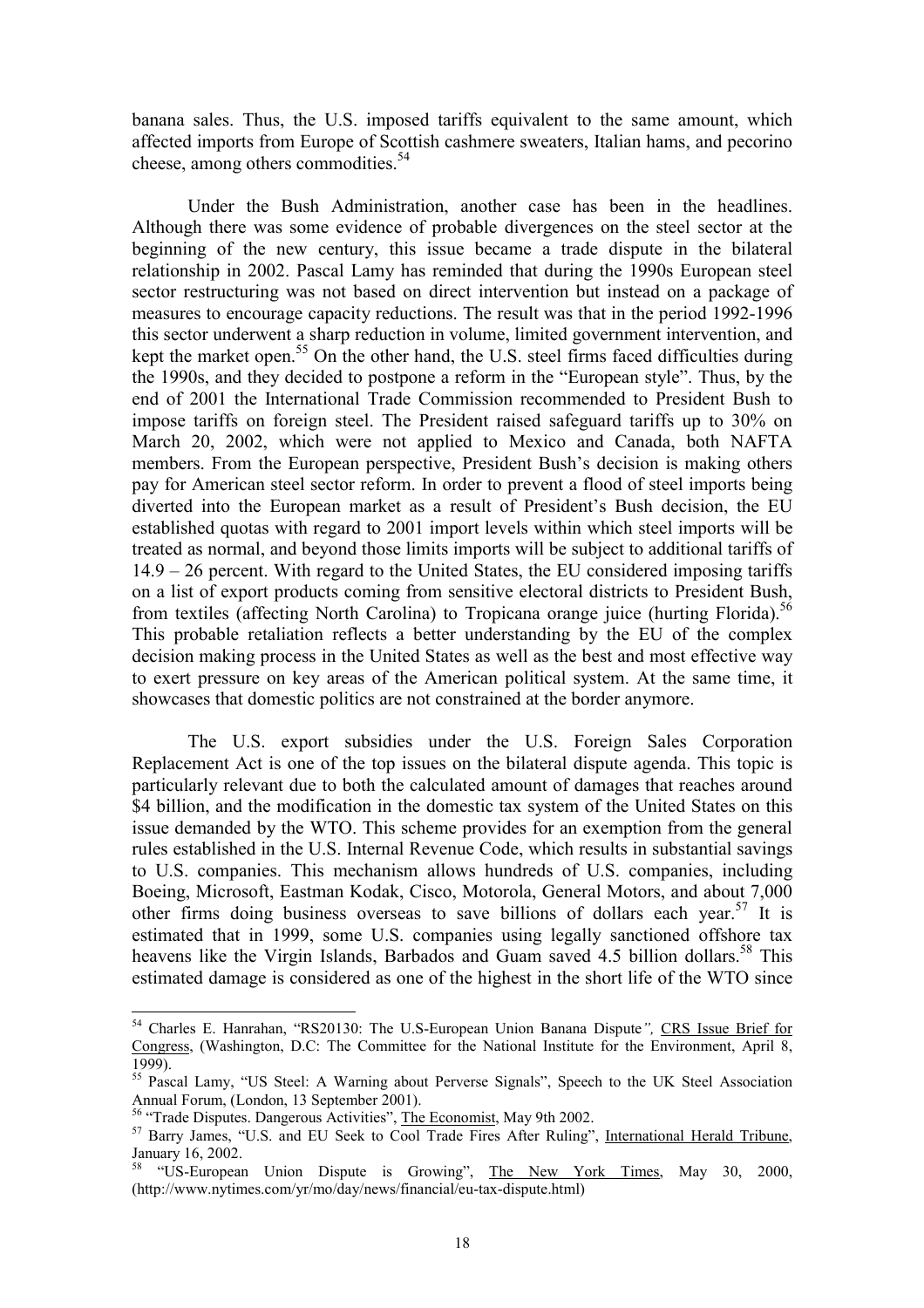banana sales. Thus, the U.S. imposed tariffs equivalent to the same amount, which affected imports from Europe of Scottish cashmere sweaters, Italian hams, and pecorino cheese, among others commodities.[54]

Under the Bush Administration, another case has been in the headlines. Although there was some evidence of probable divergences on the steel sector at the beginning of the new century, this issue became a trade dispute in the bilateral relationship in 2002. Pascal Lamy has reminded that during the 1990s European steel sector restructuring was not based on direct intervention but instead on a package of measures to encourage capacity reductions. The result was that in the period 1992-1996 this sector underwent a sharp reduction in volume, limited government intervention, and kept the market open.[55] On the other hand, the U.S. steel firms faced difficulties during the 1990s, and they decided to postpone a reform in the "European style". Thus, by the end of 2001 the International Trade Commission recommended to President Bush to impose tariffs on foreign steel. The President raised safeguard tariffs up to 30% on March 20, 2002, which were not applied to Mexico and Canada, both NAFTA members. From the European perspective, President Bush's decision is making others pay for American steel sector reform. In order to prevent a flood of steel imports being diverted into the European market as a result of President's Bush decision, the EU established quotas with regard to 2001 import levels within which steel imports will be treated as normal, and beyond those limits imports will be subject to additional tariffs of 14.9 – 26 percent. With regard to the United States, the EU considered imposing tariffs on a list of export products coming from sensitive electoral districts to President Bush, from textiles (affecting North Carolina) to Tropicana orange juice (hurting Florida).[56] This probable retaliation reflects a better understanding by the EU of the complex decision making process in the United States as well as the best and most effective way to exert pressure on key areas of the American political system. At the same time, it showcases that domestic politics are not constrained at the border anymore.

The U.S. export subsidies under the U.S. Foreign Sales Corporation Replacement Act is one of the top issues on the bilateral dispute agenda. This topic is particularly relevant due to both the calculated amount of damages that reaches around $4 billion, and the modification in the domestic tax system of the United States on this issue demanded by the WTO. This scheme provides for an exemption from the general rules established in the U.S. Internal Revenue Code, which results in substantial savings to U.S. companies. This mechanism allows hundreds of U.S. companies, including Boeing, Microsoft, Eastman Kodak, Cisco, Motorola, General Motors, and about 7,000 other firms doing business overseas to save billions of dollars each year.[57] It is estimated that in 1999, some U.S. companies using legally sanctioned offshore tax heavens like the Virgin Islands, Barbados and Guam saved 4.5 billion dollars.[58] This estimated damage is considered as one of the highest in the short life of the WTO since

---

[54] Charles E. Hanrahan, "RS20130: The U.S-European Union Banana Dispute", CRS Issue Brief for Congress, (Washington, D.C: The Committee for the National Institute for the Environment, April 8, 1999).

[55] Pascal Lamy, "US Steel: A Warning about Perverse Signals", Speech to the UK Steel Association Annual Forum, (London, 13 September 2001).

[56] "Trade Disputes. Dangerous Activities", The Economist, May 9th 2002.

[57] Barry James, "U.S. and EU Seek to Cool Trade Fires After Ruling", International Herald Tribune, January 16, 2002.

[58] "US-European Union Dispute is Growing", The New York Times, May 30, 2000, (http://www.nytimes.com/yr/mo/day/news/financial/eu-tax-dispute.html)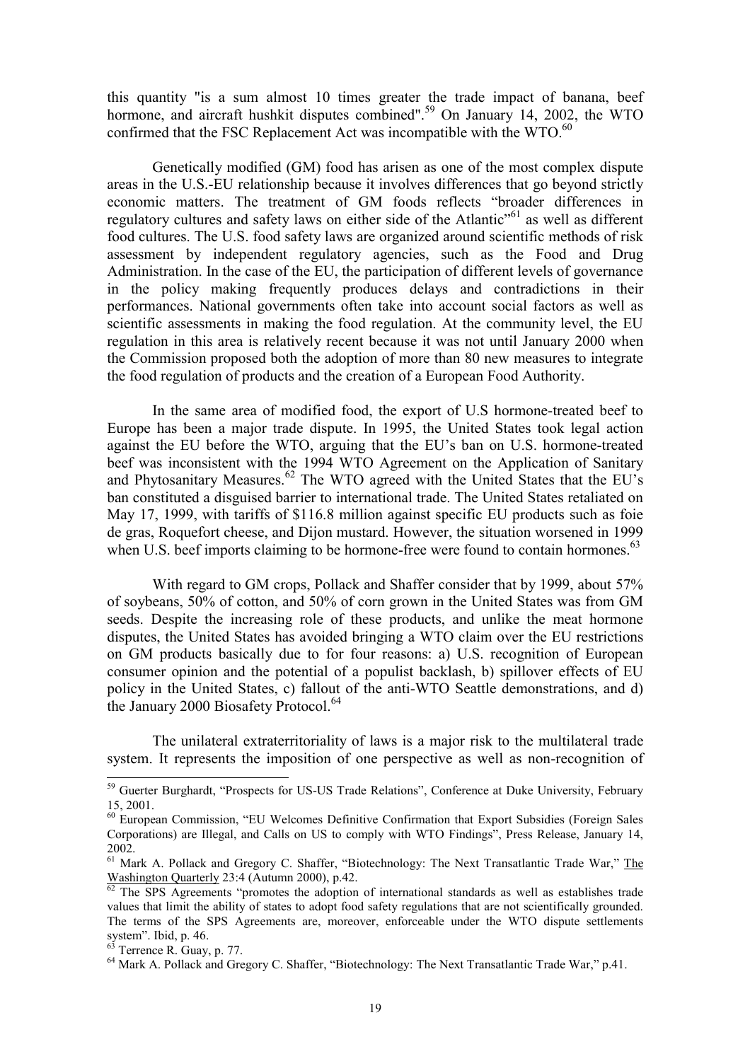this quantity "is a sum almost 10 times greater the trade impact of banana, beef hormone, and aircraft hushkit disputes combined".[59] On January 14, 2002, the WTO confirmed that the FSC Replacement Act was incompatible with the WTO.[60]

Genetically modified (GM) food has arisen as one of the most complex dispute areas in the U.S.-EU relationship because it involves differences that go beyond strictly economic matters. The treatment of GM foods reflects "broader differences in regulatory cultures and safety laws on either side of the Atlantic"[61] as well as different food cultures. The U.S. food safety laws are organized around scientific methods of risk assessment by independent regulatory agencies, such as the Food and Drug Administration. In the case of the EU, the participation of different levels of governance in the policy making frequently produces delays and contradictions in their performances. National governments often take into account social factors as well as scientific assessments in making the food regulation. At the community level, the EU regulation in this area is relatively recent because it was not until January 2000 when the Commission proposed both the adoption of more than 80 new measures to integrate the food regulation of products and the creation of a European Food Authority.

In the same area of modified food, the export of U.S hormone-treated beef to Europe has been a major trade dispute. In 1995, the United States took legal action against the EU before the WTO, arguing that the EU's ban on U.S. hormone-treated beef was inconsistent with the 1994 WTO Agreement on the Application of Sanitary and Phytosanitary Measures.[62] The WTO agreed with the United States that the EU's ban constituted a disguised barrier to international trade. The United States retaliated on May 17, 1999, with tariffs of $116.8 million against specific EU products such as foie de gras, Roquefort cheese, and Dijon mustard. However, the situation worsened in 1999 when U.S. beef imports claiming to be hormone-free were found to contain hormones.[63]

With regard to GM crops, Pollack and Shaffer consider that by 1999, about 57% of soybeans, 50% of cotton, and 50% of corn grown in the United States was from GM seeds. Despite the increasing role of these products, and unlike the meat hormone disputes, the United States has avoided bringing a WTO claim over the EU restrictions on GM products basically due to for four reasons: a) U.S. recognition of European consumer opinion and the potential of a populist backlash, b) spillover effects of EU policy in the United States, c) fallout of the anti-WTO Seattle demonstrations, and d) the January 2000 Biosafety Protocol.[64]

The unilateral extraterritoriality of laws is a major risk to the multilateral trade system. It represents the imposition of one perspective as well as non-recognition of

---

[59] Guerter Burghardt, "Prospects for US-US Trade Relations", Conference at Duke University, February 15, 2001.

[60] European Commission, "EU Welcomes Definitive Confirmation that Export Subsidies (Foreign Sales Corporations) are Illegal, and Calls on US to comply with WTO Findings", Press Release, January 14, 2002.

[61] Mark A. Pollack and Gregory C. Shaffer, "Biotechnology: The Next Transatlantic Trade War," The Washington Quarterly 23:4 (Autumn 2000), p.42.

[62] The SPS Agreements "promotes the adoption of international standards as well as establishes trade values that limit the ability of states to adopt food safety regulations that are not scientifically grounded. The terms of the SPS Agreements are, moreover, enforceable under the WTO dispute settlements system". Ibid, p. 46.

[63] Terrence R. Guay, p. 77.

[64] Mark A. Pollack and Gregory C. Shaffer, "Biotechnology: The Next Transatlantic Trade War," p.41.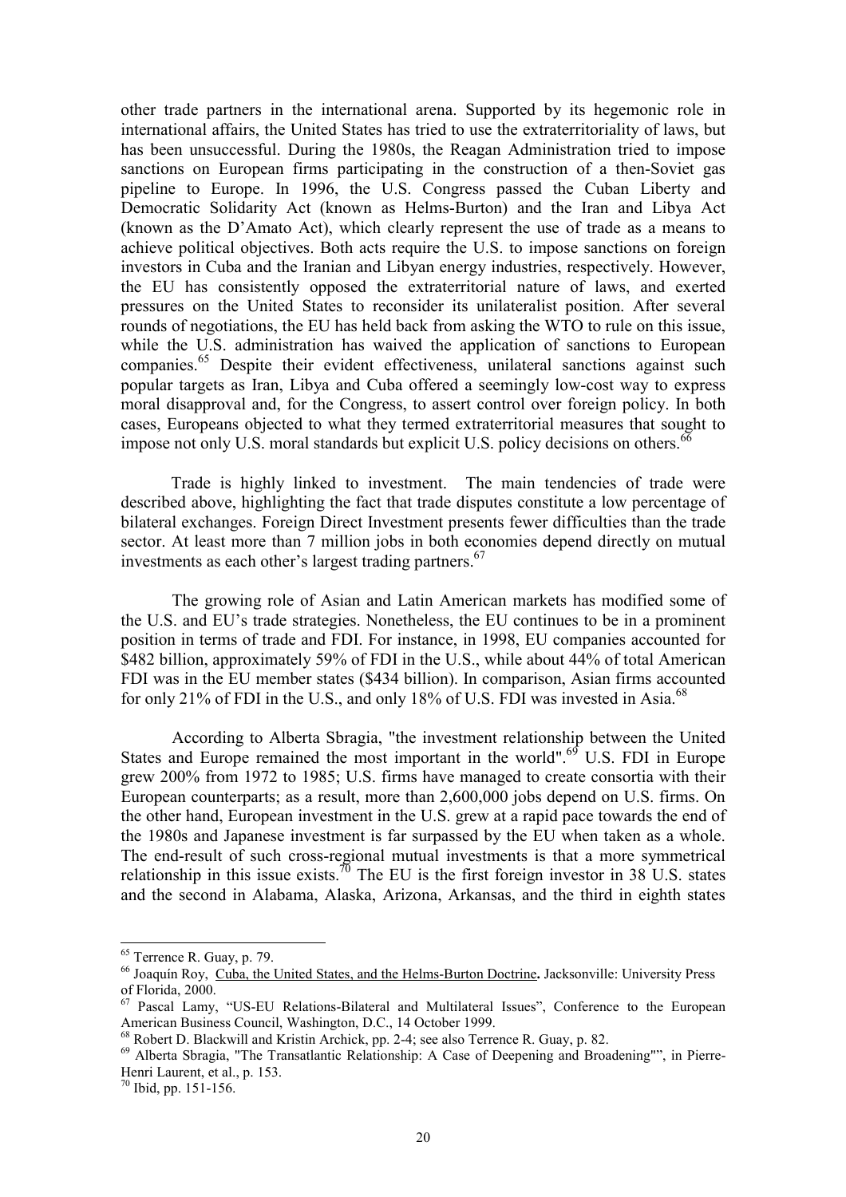other trade partners in the international arena. Supported by its hegemonic role in international affairs, the United States has tried to use the extraterritoriality of laws, but has been unsuccessful. During the 1980s, the Reagan Administration tried to impose sanctions on European firms participating in the construction of a then-Soviet gas pipeline to Europe. In 1996, the U.S. Congress passed the Cuban Liberty and Democratic Solidarity Act (known as Helms-Burton) and the Iran and Libya Act (known as the D'Amato Act), which clearly represent the use of trade as a means to achieve political objectives. Both acts require the U.S. to impose sanctions on foreign investors in Cuba and the Iranian and Libyan energy industries, respectively. However, the EU has consistently opposed the extraterritorial nature of laws, and exerted pressures on the United States to reconsider its unilateralist position. After several rounds of negotiations, the EU has held back from asking the WTO to rule on this issue, while the U.S. administration has waived the application of sanctions to European companies.[65] Despite their evident effectiveness, unilateral sanctions against such popular targets as Iran, Libya and Cuba offered a seemingly low-cost way to express moral disapproval and, for the Congress, to assert control over foreign policy. In both cases, Europeans objected to what they termed extraterritorial measures that sought to impose not only U.S. moral standards but explicit U.S. policy decisions on others.[66]

Trade is highly linked to investment. The main tendencies of trade were described above, highlighting the fact that trade disputes constitute a low percentage of bilateral exchanges. Foreign Direct Investment presents fewer difficulties than the trade sector. At least more than 7 million jobs in both economies depend directly on mutual investments as each other's largest trading partners.[67]

The growing role of Asian and Latin American markets has modified some of the U.S. and EU's trade strategies. Nonetheless, the EU continues to be in a prominent position in terms of trade and FDI. For instance, in 1998, EU companies accounted for \$482 billion, approximately 59% of FDI in the U.S., while about 44% of total American FDI was in the EU member states (\$434 billion). In comparison, Asian firms accounted for only 21% of FDI in the U.S., and only 18% of U.S. FDI was invested in Asia.[68]

According to Alberta Sbragia, "the investment relationship between the United States and Europe remained the most important in the world".[69] U.S. FDI in Europe grew 200% from 1972 to 1985; U.S. firms have managed to create consortia with their European counterparts; as a result, more than 2,600,000 jobs depend on U.S. firms. On the other hand, European investment in the U.S. grew at a rapid pace towards the end of the 1980s and Japanese investment is far surpassed by the EU when taken as a whole. The end-result of such cross-regional mutual investments is that a more symmetrical relationship in this issue exists.[70] The EU is the first foreign investor in 38 U.S. states and the second in Alabama, Alaska, Arizona, Arkansas, and the third in eighth states

---

[65] Terrence R. Guay, p. 79.

[66] Joaquín Roy, Cuba, the United States, and the Helms-Burton Doctrine**.** Jacksonville: University Press of Florida, 2000.

[67] Pascal Lamy, "US-EU Relations-Bilateral and Multilateral Issues", Conference to the European American Business Council, Washington, D.C., 14 October 1999.

[68] Robert D. Blackwill and Kristin Archick, pp. 2-4; see also Terrence R. Guay, p. 82.

[69] Alberta Sbragia, "The Transatlantic Relationship: A Case of Deepening and Broadening"", in Pierre-Henri Laurent, et al., p. 153.

[70] Ibid, pp. 151-156.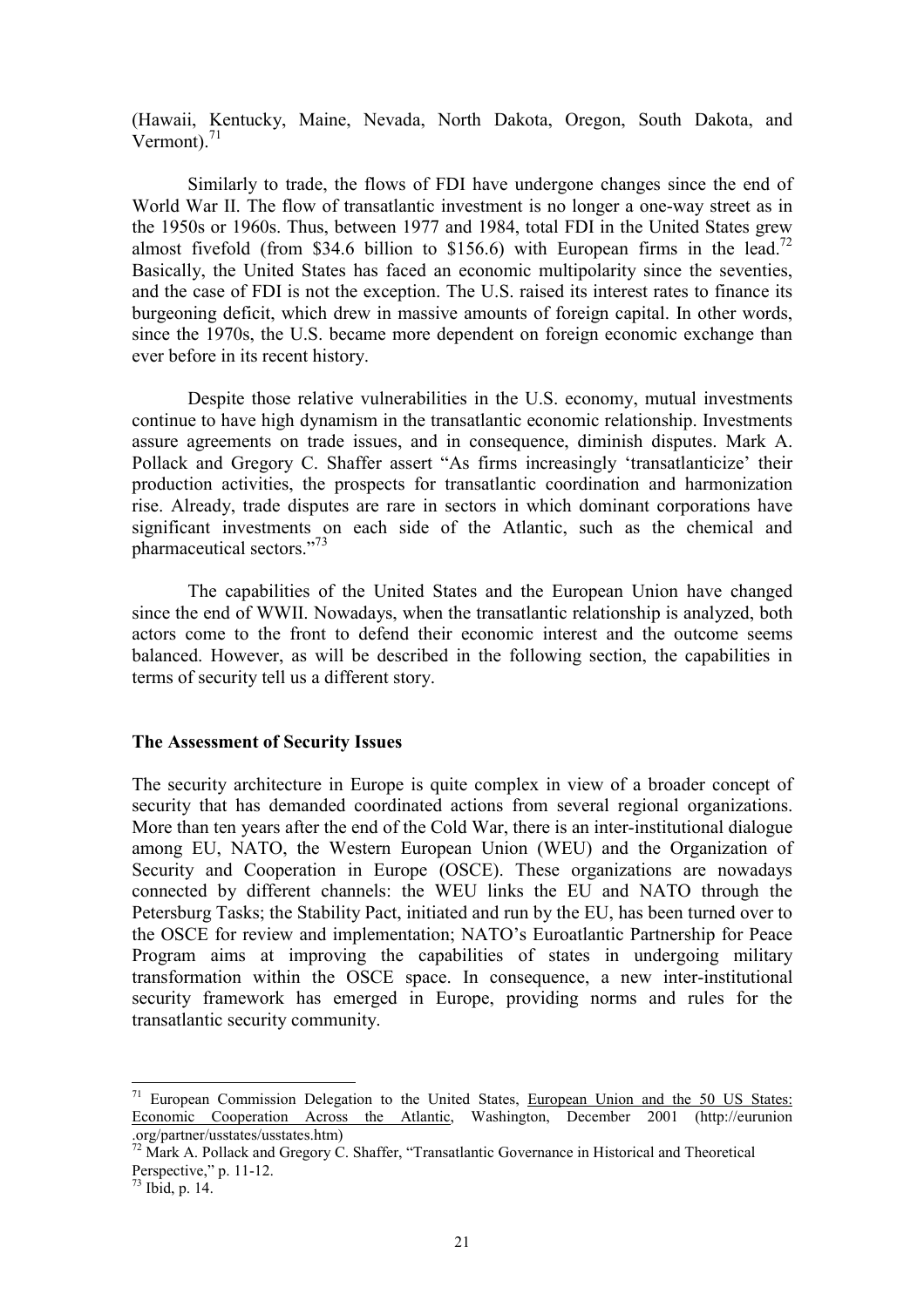(Hawaii, Kentucky, Maine, Nevada, North Dakota, Oregon, South Dakota, and Vermont).[71]

Similarly to trade, the flows of FDI have undergone changes since the end of World War II. The flow of transatlantic investment is no longer a one-way street as in the 1950s or 1960s. Thus, between 1977 and 1984, total FDI in the United States grew almost fivefold (from $34.6 billion to $156.6) with European firms in the lead.[72] Basically, the United States has faced an economic multipolarity since the seventies, and the case of FDI is not the exception. The U.S. raised its interest rates to finance its burgeoning deficit, which drew in massive amounts of foreign capital. In other words, since the 1970s, the U.S. became more dependent on foreign economic exchange than ever before in its recent history.

Despite those relative vulnerabilities in the U.S. economy, mutual investments continue to have high dynamism in the transatlantic economic relationship. Investments assure agreements on trade issues, and in consequence, diminish disputes. Mark A. Pollack and Gregory C. Shaffer assert "As firms increasingly 'transatlanticize' their production activities, the prospects for transatlantic coordination and harmonization rise. Already, trade disputes are rare in sectors in which dominant corporations have significant investments on each side of the Atlantic, such as the chemical and pharmaceutical sectors."[73]

The capabilities of the United States and the European Union have changed since the end of WWII. Nowadays, when the transatlantic relationship is analyzed, both actors come to the front to defend their economic interest and the outcome seems balanced. However, as will be described in the following section, the capabilities in terms of security tell us a different story.

**The Assessment of Security Issues**

The security architecture in Europe is quite complex in view of a broader concept of security that has demanded coordinated actions from several regional organizations. More than ten years after the end of the Cold War, there is an inter-institutional dialogue among EU, NATO, the Western European Union (WEU) and the Organization of Security and Cooperation in Europe (OSCE). These organizations are nowadays connected by different channels: the WEU links the EU and NATO through the Petersburg Tasks; the Stability Pact, initiated and run by the EU, has been turned over to the OSCE for review and implementation; NATO's Euroatlantic Partnership for Peace Program aims at improving the capabilities of states in undergoing military transformation within the OSCE space. In consequence, a new inter-institutional security framework has emerged in Europe, providing norms and rules for the transatlantic security community.

---

[71] European Commission Delegation to the United States, European Union and the 50 US States: Economic Cooperation Across the Atlantic, Washington, December 2001 (http://eurunion .org/partner/usstates/usstates.htm)

[72] Mark A. Pollack and Gregory C. Shaffer, "Transatlantic Governance in Historical and Theoretical Perspective," p. 11-12.

[73] Ibid, p. 14.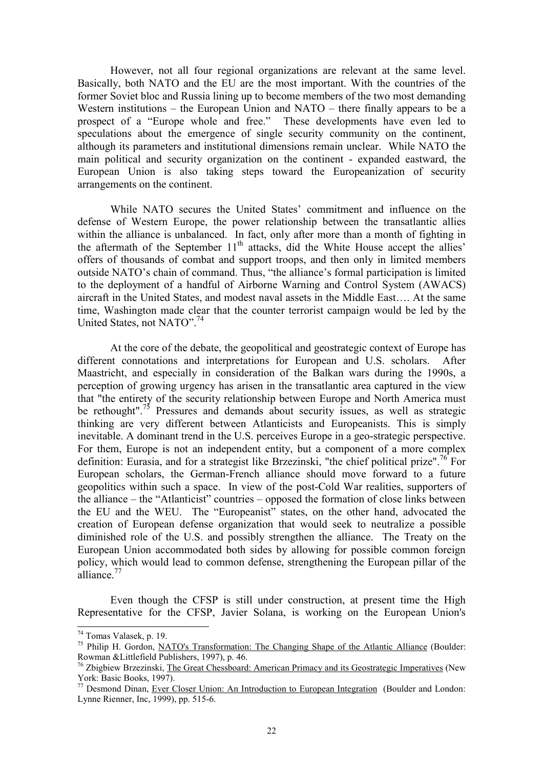However, not all four regional organizations are relevant at the same level. Basically, both NATO and the EU are the most important. With the countries of the former Soviet bloc and Russia lining up to become members of the two most demanding Western institutions – the European Union and NATO – there finally appears to be a prospect of a "Europe whole and free." These developments have even led to speculations about the emergence of single security community on the continent, although its parameters and institutional dimensions remain unclear. While NATO the main political and security organization on the continent - expanded eastward, the European Union is also taking steps toward the Europeanization of security arrangements on the continent.

While NATO secures the United States' commitment and influence on the defense of Western Europe, the power relationship between the transatlantic allies within the alliance is unbalanced. In fact, only after more than a month of fighting in the aftermath of the September 11th attacks, did the White House accept the allies' offers of thousands of combat and support troops, and then only in limited members outside NATO's chain of command. Thus, "the alliance's formal participation is limited to the deployment of a handful of Airborne Warning and Control System (AWACS) aircraft in the United States, and modest naval assets in the Middle East…. At the same time, Washington made clear that the counter terrorist campaign would be led by the United States, not NATO".[74]

At the core of the debate, the geopolitical and geostrategic context of Europe has different connotations and interpretations for European and U.S. scholars. After Maastricht, and especially in consideration of the Balkan wars during the 1990s, a perception of growing urgency has arisen in the transatlantic area captured in the view that "the entirety of the security relationship between Europe and North America must be rethought".[75] Pressures and demands about security issues, as well as strategic thinking are very different between Atlanticists and Europeanists. This is simply inevitable. A dominant trend in the U.S. perceives Europe in a geo-strategic perspective. For them, Europe is not an independent entity, but a component of a more complex definition: Eurasia, and for a strategist like Brzezinski, "the chief political prize".[76] For European scholars, the German-French alliance should move forward to a future geopolitics within such a space. In view of the post-Cold War realities, supporters of the alliance – the "Atlanticist" countries – opposed the formation of close links between the EU and the WEU. The "Europeanist" states, on the other hand, advocated the creation of European defense organization that would seek to neutralize a possible diminished role of the U.S. and possibly strengthen the alliance. The Treaty on the European Union accommodated both sides by allowing for possible common foreign policy, which would lead to common defense, strengthening the European pillar of the alliance.[77]

Even though the CFSP is still under construction, at present time the High Representative for the CFSP, Javier Solana, is working on the European Union's

---

[74] Tomas Valasek, p. 19.

[75] Philip H. Gordon, NATO's Transformation: The Changing Shape of the Atlantic Alliance (Boulder: Rowman &Littlefield Publishers, 1997), p. 46.

[76] Zbigbiew Brzezinski, The Great Chessboard: American Primacy and its Geostrategic Imperatives (New York: Basic Books, 1997).

[77] Desmond Dinan, Ever Closer Union: An Introduction to European Integration (Boulder and London: Lynne Rienner, Inc, 1999), pp. 515-6.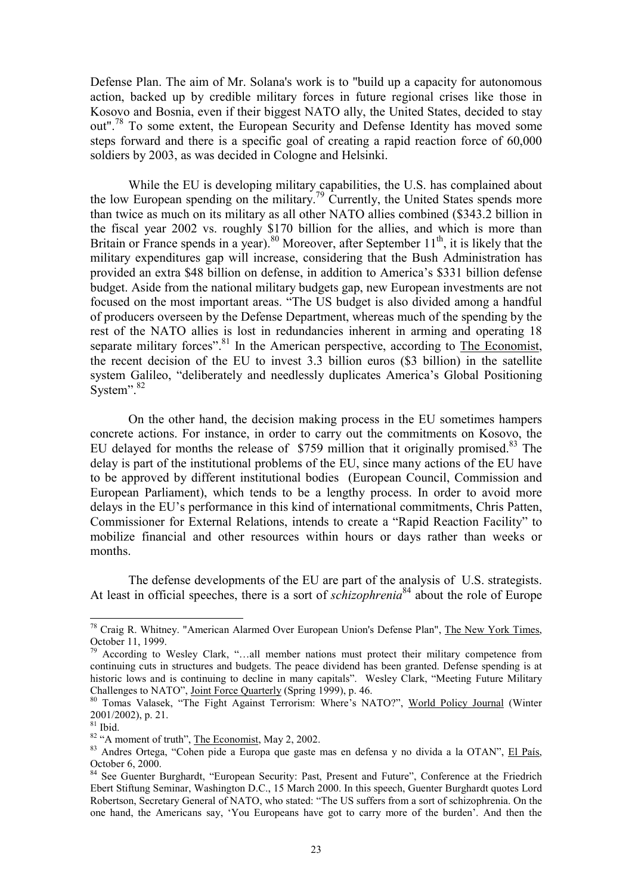Defense Plan. The aim of Mr. Solana's work is to "build up a capacity for autonomous action, backed up by credible military forces in future regional crises like those in Kosovo and Bosnia, even if their biggest NATO ally, the United States, decided to stay out".[78] To some extent, the European Security and Defense Identity has moved some steps forward and there is a specific goal of creating a rapid reaction force of 60,000 soldiers by 2003, as was decided in Cologne and Helsinki.

While the EU is developing military capabilities, the U.S. has complained about the low European spending on the military.[79] Currently, the United States spends more than twice as much on its military as all other NATO allies combined ($343.2 billion in the fiscal year 2002 vs. roughly $170 billion for the allies, and which is more than Britain or France spends in a year).[80] Moreover, after September 11[th], it is likely that the military expenditures gap will increase, considering that the Bush Administration has provided an extra $48 billion on defense, in addition to America's $331 billion defense budget. Aside from the national military budgets gap, new European investments are not focused on the most important areas. "The US budget is also divided among a handful of producers overseen by the Defense Department, whereas much of the spending by the rest of the NATO allies is lost in redundancies inherent in arming and operating 18 separate military forces".[81] In the American perspective, according to The Economist, the recent decision of the EU to invest 3.3 billion euros ($3 billion) in the satellite system Galileo, "deliberately and needlessly duplicates America's Global Positioning System".[82]

On the other hand, the decision making process in the EU sometimes hampers concrete actions. For instance, in order to carry out the commitments on Kosovo, the EU delayed for months the release of $759 million that it originally promised.[83] The delay is part of the institutional problems of the EU, since many actions of the EU have to be approved by different institutional bodies (European Council, Commission and European Parliament), which tends to be a lengthy process. In order to avoid more delays in the EU's performance in this kind of international commitments, Chris Patten, Commissioner for External Relations, intends to create a "Rapid Reaction Facility" to mobilize financial and other resources within hours or days rather than weeks or months.

The defense developments of the EU are part of the analysis of U.S. strategists. At least in official speeches, there is a sort of *schizophrenia*[84] about the role of Europe

---

[78] Craig R. Whitney. "American Alarmed Over European Union's Defense Plan", The New York Times, October 11, 1999.

[79] According to Wesley Clark, "…all member nations must protect their military competence from continuing cuts in structures and budgets. The peace dividend has been granted. Defense spending is at historic lows and is continuing to decline in many capitals". Wesley Clark, "Meeting Future Military Challenges to NATO", Joint Force Quarterly (Spring 1999), p. 46.

[80] Tomas Valasek, "The Fight Against Terrorism: Where's NATO?", World Policy Journal (Winter 2001/2002), p. 21.

[81] Ibid.

[82] "A moment of truth", The Economist, May 2, 2002.

[83] Andres Ortega, "Cohen pide a Europa que gaste mas en defensa y no divida a la OTAN", El País, October 6, 2000.

[84] See Guenter Burghardt, "European Security: Past, Present and Future", Conference at the Friedrich Ebert Stiftung Seminar, Washington D.C., 15 March 2000. In this speech, Guenter Burghardt quotes Lord Robertson, Secretary General of NATO, who stated: "The US suffers from a sort of schizophrenia. On the one hand, the Americans say, 'You Europeans have got to carry more of the burden'. And then the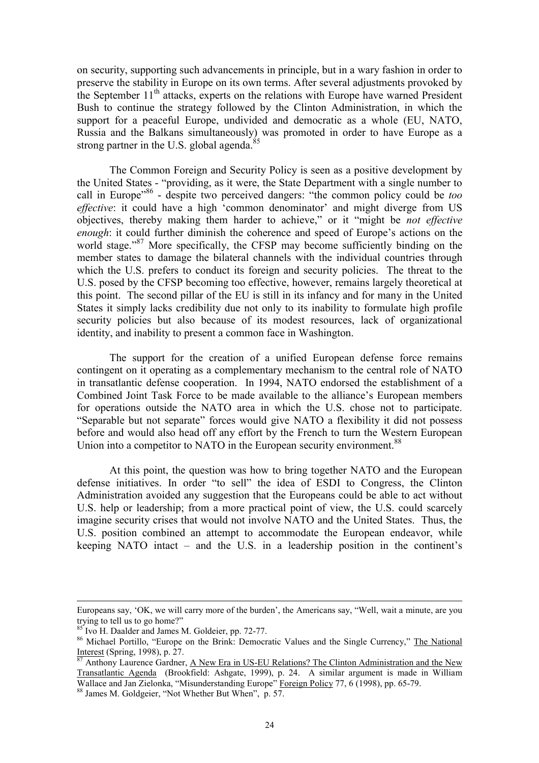on security, supporting such advancements in principle, but in a wary fashion in order to preserve the stability in Europe on its own terms. After several adjustments provoked by the September 11th attacks, experts on the relations with Europe have warned President Bush to continue the strategy followed by the Clinton Administration, in which the support for a peaceful Europe, undivided and democratic as a whole (EU, NATO, Russia and the Balkans simultaneously) was promoted in order to have Europe as a strong partner in the U.S. global agenda.[85]

The Common Foreign and Security Policy is seen as a positive development by the United States - "providing, as it were, the State Department with a single number to call in Europe"[86] - despite two perceived dangers: "the common policy could be *too effective*: it could have a high 'common denominator' and might diverge from US objectives, thereby making them harder to achieve," or it "might be *not effective enough*: it could further diminish the coherence and speed of Europe's actions on the world stage."[87] More specifically, the CFSP may become sufficiently binding on the member states to damage the bilateral channels with the individual countries through which the U.S. prefers to conduct its foreign and security policies. The threat to the U.S. posed by the CFSP becoming too effective, however, remains largely theoretical at this point. The second pillar of the EU is still in its infancy and for many in the United States it simply lacks credibility due not only to its inability to formulate high profile security policies but also because of its modest resources, lack of organizational identity, and inability to present a common face in Washington.

The support for the creation of a unified European defense force remains contingent on it operating as a complementary mechanism to the central role of NATO in transatlantic defense cooperation. In 1994, NATO endorsed the establishment of a Combined Joint Task Force to be made available to the alliance's European members for operations outside the NATO area in which the U.S. chose not to participate. "Separable but not separate" forces would give NATO a flexibility it did not possess before and would also head off any effort by the French to turn the Western European Union into a competitor to NATO in the European security environment.[88]

At this point, the question was how to bring together NATO and the European defense initiatives. In order "to sell" the idea of ESDI to Congress, the Clinton Administration avoided any suggestion that the Europeans could be able to act without U.S. help or leadership; from a more practical point of view, the U.S. could scarcely imagine security crises that would not involve NATO and the United States. Thus, the U.S. position combined an attempt to accommodate the European endeavor, while keeping NATO intact – and the U.S. in a leadership position in the continent's

---

Europeans say, 'OK, we will carry more of the burden', the Americans say, "Well, wait a minute, are you trying to tell us to go home?"

[85] Ivo H. Daalder and James M. Goldeier, pp. 72-77.

[86] Michael Portillo, "Europe on the Brink: Democratic Values and the Single Currency," The National Interest (Spring, 1998), p. 27.

[87] Anthony Laurence Gardner, A New Era in US-EU Relations? The Clinton Administration and the New Transatlantic Agenda (Brookfield: Ashgate, 1999), p. 24. A similar argument is made in William Wallace and Jan Zielonka, "Misunderstanding Europe" Foreign Policy 77, 6 (1998), pp. 65-79.

[88] James M. Goldgeier, "Not Whether But When", p. 57.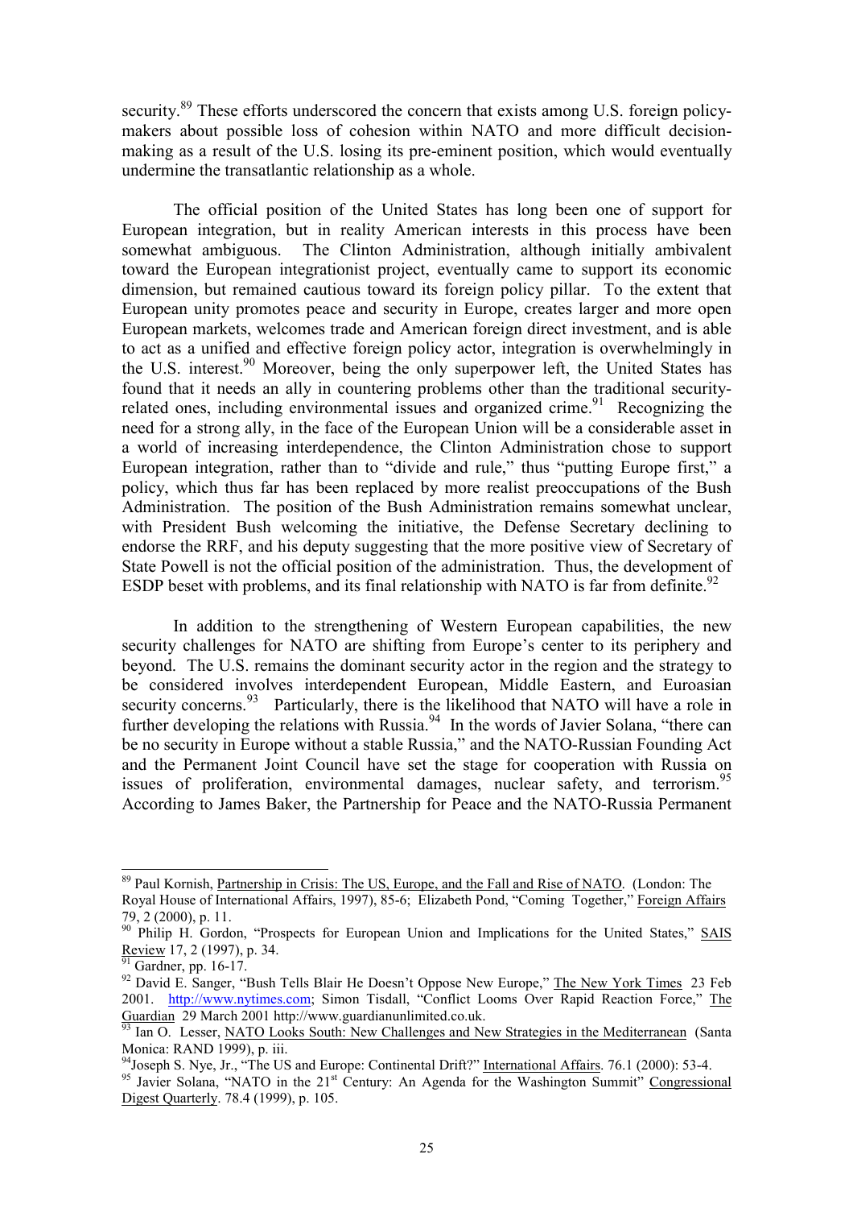security.[89] These efforts underscored the concern that exists among U.S. foreign policy-makers about possible loss of cohesion within NATO and more difficult decision-making as a result of the U.S. losing its pre-eminent position, which would eventually undermine the transatlantic relationship as a whole.

The official position of the United States has long been one of support for European integration, but in reality American interests in this process have been somewhat ambiguous. The Clinton Administration, although initially ambivalent toward the European integrationist project, eventually came to support its economic dimension, but remained cautious toward its foreign policy pillar. To the extent that European unity promotes peace and security in Europe, creates larger and more open European markets, welcomes trade and American foreign direct investment, and is able to act as a unified and effective foreign policy actor, integration is overwhelmingly in the U.S. interest.[90] Moreover, being the only superpower left, the United States has found that it needs an ally in countering problems other than the traditional security-related ones, including environmental issues and organized crime.[91] Recognizing the need for a strong ally, in the face of the European Union will be a considerable asset in a world of increasing interdependence, the Clinton Administration chose to support European integration, rather than to "divide and rule," thus "putting Europe first," a policy, which thus far has been replaced by more realist preoccupations of the Bush Administration. The position of the Bush Administration remains somewhat unclear, with President Bush welcoming the initiative, the Defense Secretary declining to endorse the RRF, and his deputy suggesting that the more positive view of Secretary of State Powell is not the official position of the administration. Thus, the development of ESDP beset with problems, and its final relationship with NATO is far from definite.[92]

In addition to the strengthening of Western European capabilities, the new security challenges for NATO are shifting from Europe's center to its periphery and beyond. The U.S. remains the dominant security actor in the region and the strategy to be considered involves interdependent European, Middle Eastern, and Euroasian security concerns.[93] Particularly, there is the likelihood that NATO will have a role in further developing the relations with Russia.[94] In the words of Javier Solana, "there can be no security in Europe without a stable Russia," and the NATO-Russian Founding Act and the Permanent Joint Council have set the stage for cooperation with Russia on issues of proliferation, environmental damages, nuclear safety, and terrorism.[95] According to James Baker, the Partnership for Peace and the NATO-Russia Permanent

---

[89] Paul Kornish, Partnership in Crisis: The US, Europe, and the Fall and Rise of NATO. (London: The Royal House of International Affairs, 1997), 85-6; Elizabeth Pond, "Coming Together," Foreign Affairs 79, 2 (2000), p. 11.

[90] Philip H. Gordon, "Prospects for European Union and Implications for the United States," SAIS Review 17, 2 (1997), p. 34.

[91] Gardner, pp. 16-17.

[92] David E. Sanger, "Bush Tells Blair He Doesn't Oppose New Europe," The New York Times 23 Feb 2001. http://www.nytimes.com; Simon Tisdall, "Conflict Looms Over Rapid Reaction Force," The Guardian 29 March 2001 http://www.guardianunlimited.co.uk.

[93] Ian O. Lesser, NATO Looks South: New Challenges and New Strategies in the Mediterranean (Santa Monica: RAND 1999), p. iii.

[94] Joseph S. Nye, Jr., "The US and Europe: Continental Drift?" International Affairs. 76.1 (2000): 53-4.

[95] Javier Solana, "NATO in the 21st Century: An Agenda for the Washington Summit" Congressional Digest Quarterly. 78.4 (1999), p. 105.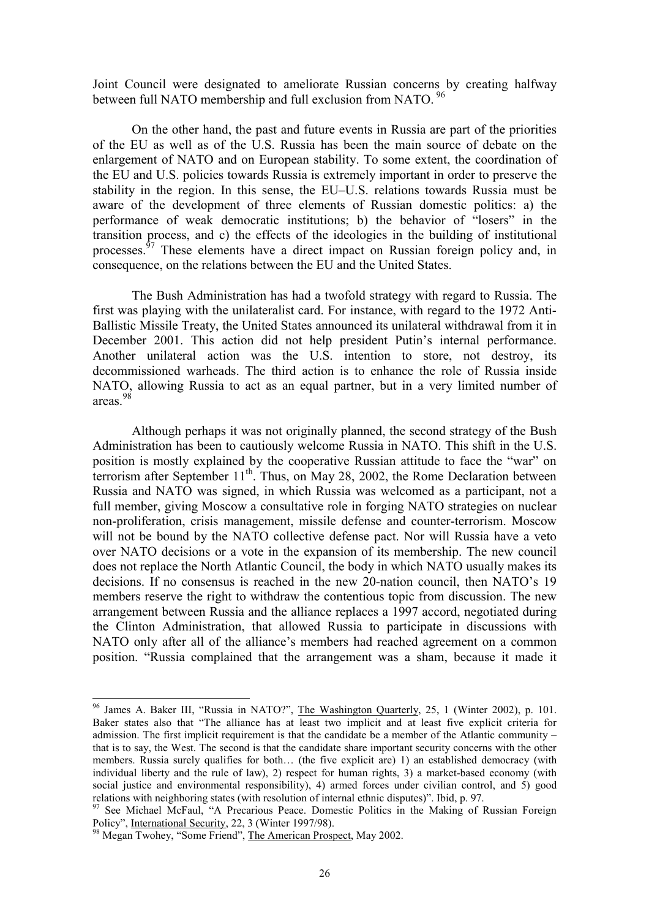Joint Council were designated to ameliorate Russian concerns by creating halfway between full NATO membership and full exclusion from NATO. [96]

On the other hand, the past and future events in Russia are part of the priorities of the EU as well as of the U.S. Russia has been the main source of debate on the enlargement of NATO and on European stability. To some extent, the coordination of the EU and U.S. policies towards Russia is extremely important in order to preserve the stability in the region. In this sense, the EU–U.S. relations towards Russia must be aware of the development of three elements of Russian domestic politics: a) the performance of weak democratic institutions; b) the behavior of "losers" in the transition process, and c) the effects of the ideologies in the building of institutional processes.[97] These elements have a direct impact on Russian foreign policy and, in consequence, on the relations between the EU and the United States.

The Bush Administration has had a twofold strategy with regard to Russia. The first was playing with the unilateralist card. For instance, with regard to the 1972 Anti-Ballistic Missile Treaty, the United States announced its unilateral withdrawal from it in December 2001. This action did not help president Putin's internal performance. Another unilateral action was the U.S. intention to store, not destroy, its decommissioned warheads. The third action is to enhance the role of Russia inside NATO, allowing Russia to act as an equal partner, but in a very limited number of areas.[98]

Although perhaps it was not originally planned, the second strategy of the Bush Administration has been to cautiously welcome Russia in NATO. This shift in the U.S. position is mostly explained by the cooperative Russian attitude to face the "war" on terrorism after September 11th. Thus, on May 28, 2002, the Rome Declaration between Russia and NATO was signed, in which Russia was welcomed as a participant, not a full member, giving Moscow a consultative role in forging NATO strategies on nuclear non-proliferation, crisis management, missile defense and counter-terrorism. Moscow will not be bound by the NATO collective defense pact. Nor will Russia have a veto over NATO decisions or a vote in the expansion of its membership. The new council does not replace the North Atlantic Council, the body in which NATO usually makes its decisions. If no consensus is reached in the new 20-nation council, then NATO's 19 members reserve the right to withdraw the contentious topic from discussion. The new arrangement between Russia and the alliance replaces a 1997 accord, negotiated during the Clinton Administration, that allowed Russia to participate in discussions with NATO only after all of the alliance's members had reached agreement on a common position. "Russia complained that the arrangement was a sham, because it made it

---

[96] James A. Baker III, "Russia in NATO?", The Washington Quarterly, 25, 1 (Winter 2002), p. 101. Baker states also that "The alliance has at least two implicit and at least five explicit criteria for admission. The first implicit requirement is that the candidate be a member of the Atlantic community – that is to say, the West. The second is that the candidate share important security concerns with the other members. Russia surely qualifies for both… (the five explicit are) 1) an established democracy (with individual liberty and the rule of law), 2) respect for human rights, 3) a market-based economy (with social justice and environmental responsibility), 4) armed forces under civilian control, and 5) good relations with neighboring states (with resolution of internal ethnic disputes)". Ibid, p. 97.

[97] See Michael McFaul, "A Precarious Peace. Domestic Politics in the Making of Russian Foreign Policy", International Security, 22, 3 (Winter 1997/98).

[98] Megan Twohey, "Some Friend", The American Prospect, May 2002.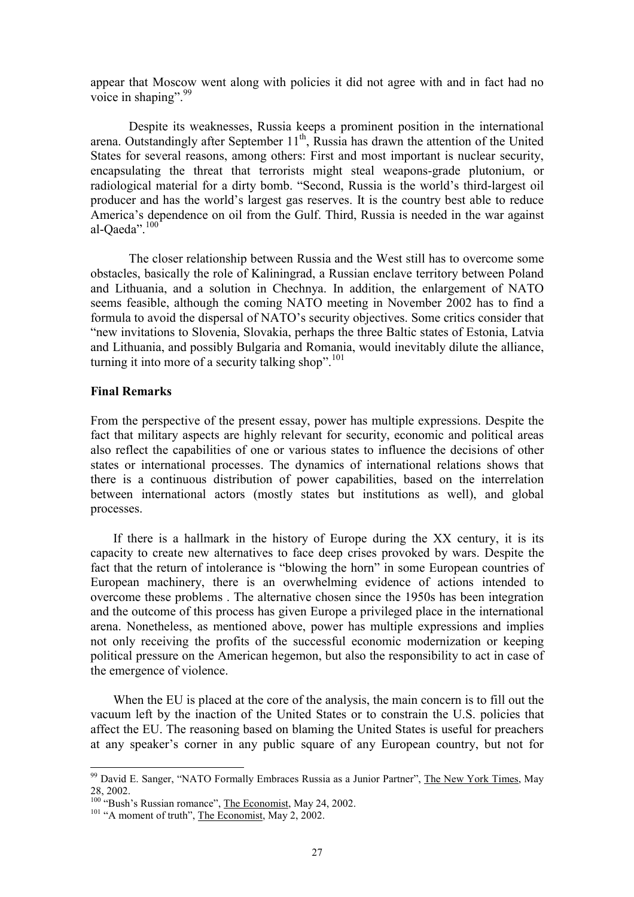appear that Moscow went along with policies it did not agree with and in fact had no voice in shaping".[99]

Despite its weaknesses, Russia keeps a prominent position in the international arena. Outstandingly after September 11th, Russia has drawn the attention of the United States for several reasons, among others: First and most important is nuclear security, encapsulating the threat that terrorists might steal weapons-grade plutonium, or radiological material for a dirty bomb. "Second, Russia is the world's third-largest oil producer and has the world's largest gas reserves. It is the country best able to reduce America's dependence on oil from the Gulf. Third, Russia is needed in the war against al-Qaeda".[100]

The closer relationship between Russia and the West still has to overcome some obstacles, basically the role of Kaliningrad, a Russian enclave territory between Poland and Lithuania, and a solution in Chechnya. In addition, the enlargement of NATO seems feasible, although the coming NATO meeting in November 2002 has to find a formula to avoid the dispersal of NATO's security objectives. Some critics consider that "new invitations to Slovenia, Slovakia, perhaps the three Baltic states of Estonia, Latvia and Lithuania, and possibly Bulgaria and Romania, would inevitably dilute the alliance, turning it into more of a security talking shop".[101]

**Final Remarks**

From the perspective of the present essay, power has multiple expressions. Despite the fact that military aspects are highly relevant for security, economic and political areas also reflect the capabilities of one or various states to influence the decisions of other states or international processes. The dynamics of international relations shows that there is a continuous distribution of power capabilities, based on the interrelation between international actors (mostly states but institutions as well), and global processes.

If there is a hallmark in the history of Europe during the XX century, it is its capacity to create new alternatives to face deep crises provoked by wars. Despite the fact that the return of intolerance is "blowing the horn" in some European countries of European machinery, there is an overwhelming evidence of actions intended to overcome these problems . The alternative chosen since the 1950s has been integration and the outcome of this process has given Europe a privileged place in the international arena. Nonetheless, as mentioned above, power has multiple expressions and implies not only receiving the profits of the successful economic modernization or keeping political pressure on the American hegemon, but also the responsibility to act in case of the emergence of violence.

When the EU is placed at the core of the analysis, the main concern is to fill out the vacuum left by the inaction of the United States or to constrain the U.S. policies that affect the EU. The reasoning based on blaming the United States is useful for preachers at any speaker's corner in any public square of any European country, but not for

---

[99] David E. Sanger, "NATO Formally Embraces Russia as a Junior Partner", The New York Times, May 28, 2002.

[100] "Bush's Russian romance", The Economist, May 24, 2002.

[101] "A moment of truth", The Economist, May 2, 2002.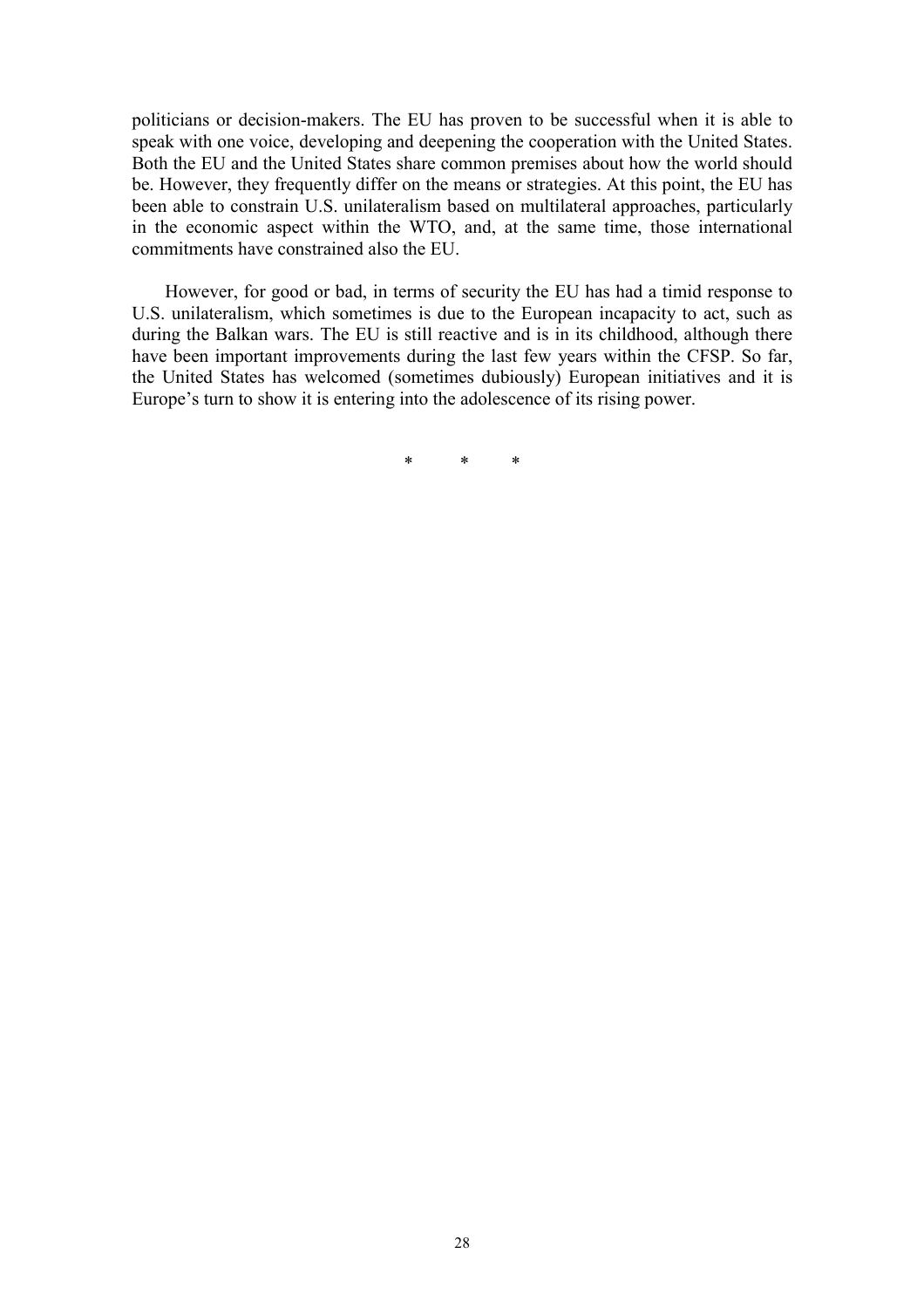politicians or decision-makers. The EU has proven to be successful when it is able to speak with one voice, developing and deepening the cooperation with the United States. Both the EU and the United States share common premises about how the world should be. However, they frequently differ on the means or strategies. At this point, the EU has been able to constrain U.S. unilateralism based on multilateral approaches, particularly in the economic aspect within the WTO, and, at the same time, those international commitments have constrained also the EU.

However, for good or bad, in terms of security the EU has had a timid response to U.S. unilateralism, which sometimes is due to the European incapacity to act, such as during the Balkan wars. The EU is still reactive and is in its childhood, although there have been important improvements during the last few years within the CFSP. So far, the United States has welcomed (sometimes dubiously) European initiatives and it is Europe's turn to show it is entering into the adolescence of its rising power.

\* \* \*